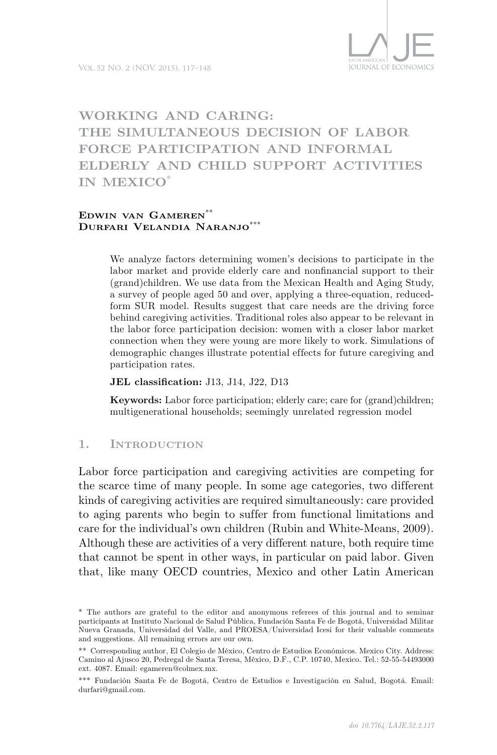# WORKING AND CARING: THE SIMULTANEOUS DECISION OF LABOR FORCE PARTICIPATION AND INFORMAL ELDERLY AND CHILD SUPPORT ACTIVITIES IN MEXICO[*]

**Edwin van Gameren**[**]
**Durfari Velandia Naranjo**[***]

> We analyze factors determining women's decisions to participate in the labor market and provide elderly care and nonfinancial support to their (grand)children. We use data from the Mexican Health and Aging Study, a survey of people aged 50 and over, applying a three-equation, reduced-form SUR model. Results suggest that care needs are the driving force behind caregiving activities. Traditional roles also appear to be relevant in the labor force participation decision: women with a closer labor market connection when they were young are more likely to work. Simulations of demographic changes illustrate potential effects for future caregiving and participation rates.
>
> **JEL classification:** J13, J14, J22, D13
>
> **Keywords:** Labor force participation; elderly care; care for (grand)children; multigenerational households; seemingly unrelated regression model

## 1. Introduction

Labor force participation and caregiving activities are competing for the scarce time of many people. In some age categories, two different kinds of caregiving activities are required simultaneously: care provided to aging parents who begin to suffer from functional limitations and care for the individual's own children (Rubin and White-Means, 2009). Although these are activities of a very different nature, both require time that cannot be spent in other ways, in particular on paid labor. Given that, like many OECD countries, Mexico and other Latin American

[*] The authors are grateful to the editor and anonymous referees of this journal and to seminar participants at Instituto Nacional de Salud Pública, Fundación Santa Fe de Bogotá, Universidad Militar Nueva Granada, Universidad del Valle, and PROESA/Universidad Icesi for their valuable comments and suggestions. All remaining errors are our own.

[**] Corresponding author, El Colegio de México, Centro de Estudios Económicos. Mexico City. Address: Camino al Ajusco 20, Pedregal de Santa Teresa, México, D.F., C.P. 10740, Mexico. Tel.: 52-55-54493000 ext. 4087. Email: egameren@colmex.mx.

[***] Fundación Santa Fe de Bogotá, Centro de Estudios e Investigación en Salud, Bogotá. Email: durfari@gmail.com.

*doi 10.7764/LAJE.52.2.117*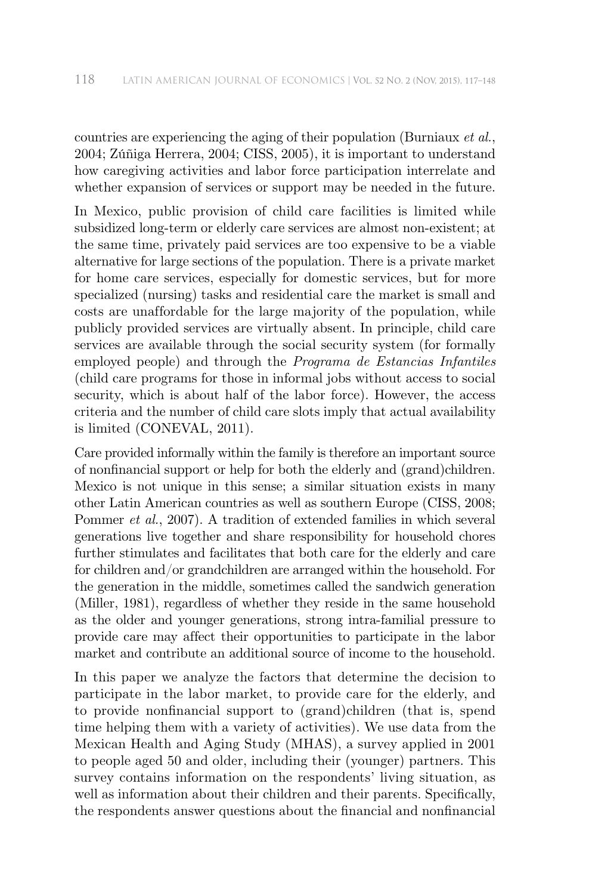countries are experiencing the aging of their population (Burniaux *et al.*, 2004; Zúñiga Herrera, 2004; CISS, 2005), it is important to understand how caregiving activities and labor force participation interrelate and whether expansion of services or support may be needed in the future.

In Mexico, public provision of child care facilities is limited while subsidized long-term or elderly care services are almost non-existent; at the same time, privately paid services are too expensive to be a viable alternative for large sections of the population. There is a private market for home care services, especially for domestic services, but for more specialized (nursing) tasks and residential care the market is small and costs are unaffordable for the large majority of the population, while publicly provided services are virtually absent. In principle, child care services are available through the social security system (for formally employed people) and through the *Programa de Estancias Infantiles* (child care programs for those in informal jobs without access to social security, which is about half of the labor force). However, the access criteria and the number of child care slots imply that actual availability is limited (CONEVAL, 2011).

Care provided informally within the family is therefore an important source of nonfinancial support or help for both the elderly and (grand)children. Mexico is not unique in this sense; a similar situation exists in many other Latin American countries as well as southern Europe (CISS, 2008; Pommer *et al.*, 2007). A tradition of extended families in which several generations live together and share responsibility for household chores further stimulates and facilitates that both care for the elderly and care for children and/or grandchildren are arranged within the household. For the generation in the middle, sometimes called the sandwich generation (Miller, 1981), regardless of whether they reside in the same household as the older and younger generations, strong intra-familial pressure to provide care may affect their opportunities to participate in the labor market and contribute an additional source of income to the household.

In this paper we analyze the factors that determine the decision to participate in the labor market, to provide care for the elderly, and to provide nonfinancial support to (grand)children (that is, spend time helping them with a variety of activities). We use data from the Mexican Health and Aging Study (MHAS), a survey applied in 2001 to people aged 50 and older, including their (younger) partners. This survey contains information on the respondents' living situation, as well as information about their children and their parents. Specifically, the respondents answer questions about the financial and nonfinancial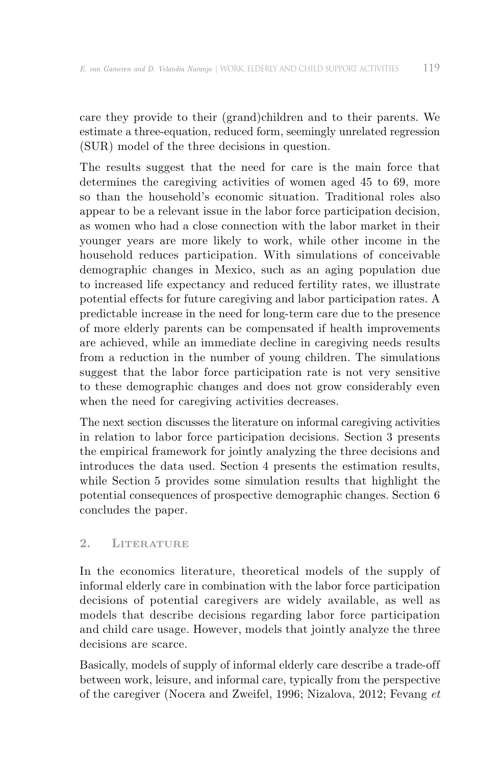care they provide to their (grand)children and to their parents. We estimate a three-equation, reduced form, seemingly unrelated regression (SUR) model of the three decisions in question.

The results suggest that the need for care is the main force that determines the caregiving activities of women aged 45 to 69, more so than the household's economic situation. Traditional roles also appear to be a relevant issue in the labor force participation decision, as women who had a close connection with the labor market in their younger years are more likely to work, while other income in the household reduces participation. With simulations of conceivable demographic changes in Mexico, such as an aging population due to increased life expectancy and reduced fertility rates, we illustrate potential effects for future caregiving and labor participation rates. A predictable increase in the need for long-term care due to the presence of more elderly parents can be compensated if health improvements are achieved, while an immediate decline in caregiving needs results from a reduction in the number of young children. The simulations suggest that the labor force participation rate is not very sensitive to these demographic changes and does not grow considerably even when the need for caregiving activities decreases.

The next section discusses the literature on informal caregiving activities in relation to labor force participation decisions. Section 3 presents the empirical framework for jointly analyzing the three decisions and introduces the data used. Section 4 presents the estimation results, while Section 5 provides some simulation results that highlight the potential consequences of prospective demographic changes. Section 6 concludes the paper.

## 2. Literature

In the economics literature, theoretical models of the supply of informal elderly care in combination with the labor force participation decisions of potential caregivers are widely available, as well as models that describe decisions regarding labor force participation and child care usage. However, models that jointly analyze the three decisions are scarce.

Basically, models of supply of informal elderly care describe a trade-off between work, leisure, and informal care, typically from the perspective of the caregiver (Nocera and Zweifel, 1996; Nizalova, 2012; Fevang *et*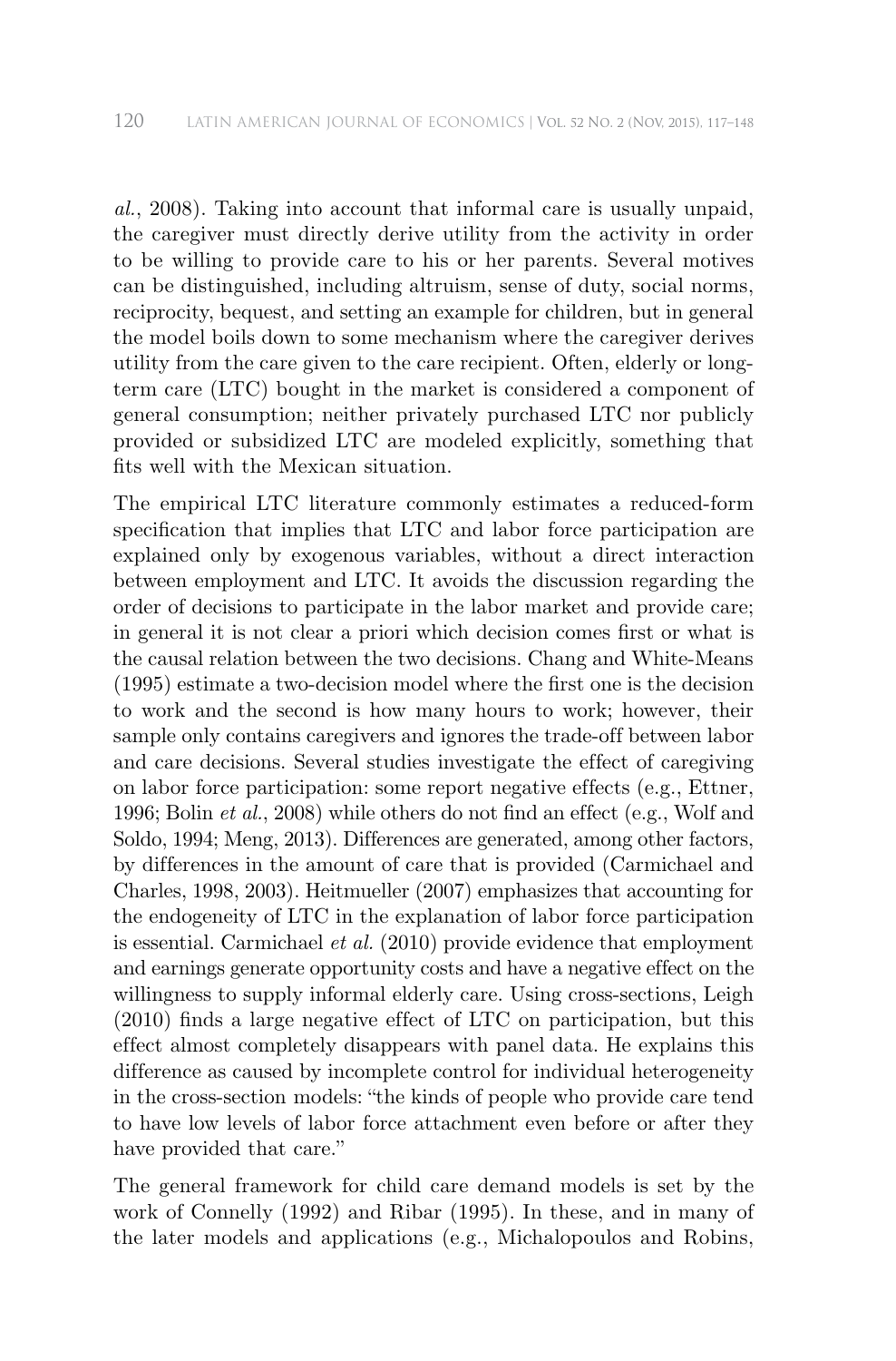*al.*, 2008). Taking into account that informal care is usually unpaid, the caregiver must directly derive utility from the activity in order to be willing to provide care to his or her parents. Several motives can be distinguished, including altruism, sense of duty, social norms, reciprocity, bequest, and setting an example for children, but in general the model boils down to some mechanism where the caregiver derives utility from the care given to the care recipient. Often, elderly or long-term care (LTC) bought in the market is considered a component of general consumption; neither privately purchased LTC nor publicly provided or subsidized LTC are modeled explicitly, something that fits well with the Mexican situation.

The empirical LTC literature commonly estimates a reduced-form specification that implies that LTC and labor force participation are explained only by exogenous variables, without a direct interaction between employment and LTC. It avoids the discussion regarding the order of decisions to participate in the labor market and provide care; in general it is not clear a priori which decision comes first or what is the causal relation between the two decisions. Chang and White-Means (1995) estimate a two-decision model where the first one is the decision to work and the second is how many hours to work; however, their sample only contains caregivers and ignores the trade-off between labor and care decisions. Several studies investigate the effect of caregiving on labor force participation: some report negative effects (e.g., Ettner, 1996; Bolin *et al.*, 2008) while others do not find an effect (e.g., Wolf and Soldo, 1994; Meng, 2013). Differences are generated, among other factors, by differences in the amount of care that is provided (Carmichael and Charles, 1998, 2003). Heitmueller (2007) emphasizes that accounting for the endogeneity of LTC in the explanation of labor force participation is essential. Carmichael *et al.* (2010) provide evidence that employment and earnings generate opportunity costs and have a negative effect on the willingness to supply informal elderly care. Using cross-sections, Leigh (2010) finds a large negative effect of LTC on participation, but this effect almost completely disappears with panel data. He explains this difference as caused by incomplete control for individual heterogeneity in the cross-section models: "the kinds of people who provide care tend to have low levels of labor force attachment even before or after they have provided that care."

The general framework for child care demand models is set by the work of Connelly (1992) and Ribar (1995). In these, and in many of the later models and applications (e.g., Michalopoulos and Robins,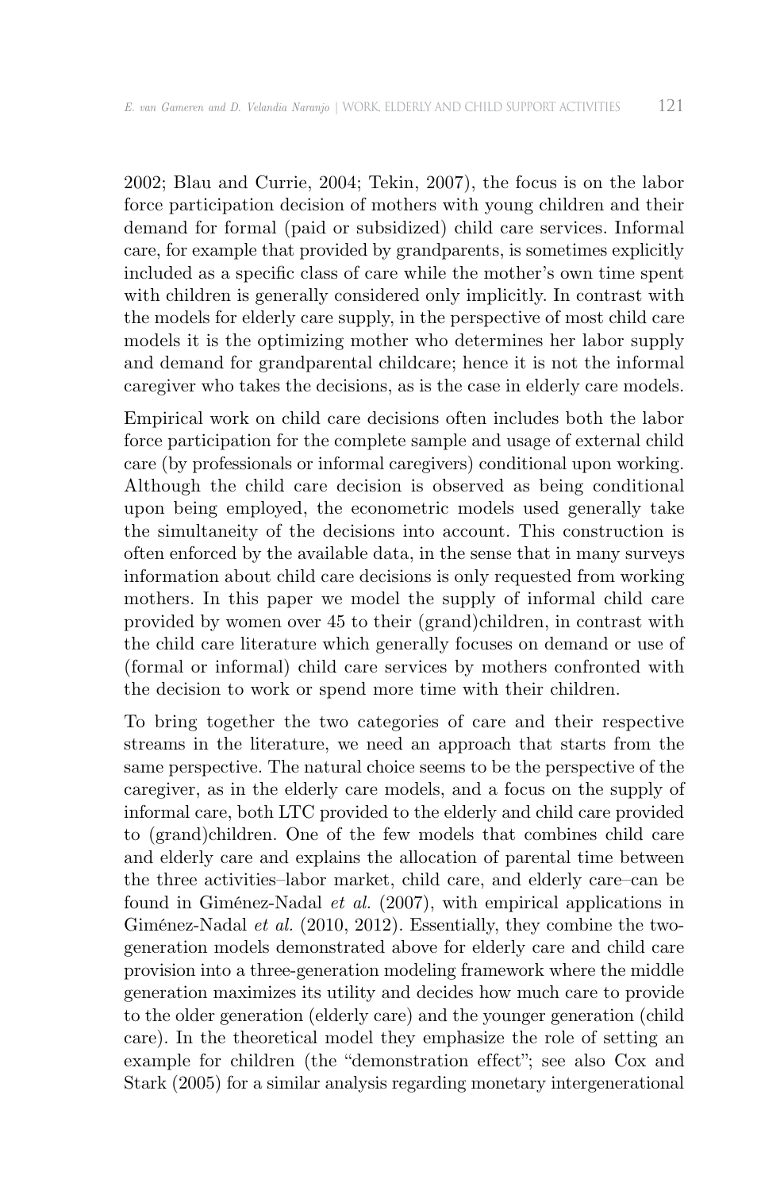2002; Blau and Currie, 2004; Tekin, 2007), the focus is on the labor force participation decision of mothers with young children and their demand for formal (paid or subsidized) child care services. Informal care, for example that provided by grandparents, is sometimes explicitly included as a specific class of care while the mother's own time spent with children is generally considered only implicitly. In contrast with the models for elderly care supply, in the perspective of most child care models it is the optimizing mother who determines her labor supply and demand for grandparental childcare; hence it is not the informal caregiver who takes the decisions, as is the case in elderly care models.

Empirical work on child care decisions often includes both the labor force participation for the complete sample and usage of external child care (by professionals or informal caregivers) conditional upon working. Although the child care decision is observed as being conditional upon being employed, the econometric models used generally take the simultaneity of the decisions into account. This construction is often enforced by the available data, in the sense that in many surveys information about child care decisions is only requested from working mothers. In this paper we model the supply of informal child care provided by women over 45 to their (grand)children, in contrast with the child care literature which generally focuses on demand or use of (formal or informal) child care services by mothers confronted with the decision to work or spend more time with their children.

To bring together the two categories of care and their respective streams in the literature, we need an approach that starts from the same perspective. The natural choice seems to be the perspective of the caregiver, as in the elderly care models, and a focus on the supply of informal care, both LTC provided to the elderly and child care provided to (grand)children. One of the few models that combines child care and elderly care and explains the allocation of parental time between the three activities–labor market, child care, and elderly care–can be found in Giménez-Nadal *et al.* (2007), with empirical applications in Giménez-Nadal *et al.* (2010, 2012). Essentially, they combine the two-generation models demonstrated above for elderly care and child care provision into a three-generation modeling framework where the middle generation maximizes its utility and decides how much care to provide to the older generation (elderly care) and the younger generation (child care). In the theoretical model they emphasize the role of setting an example for children (the "demonstration effect"; see also Cox and Stark (2005) for a similar analysis regarding monetary intergenerational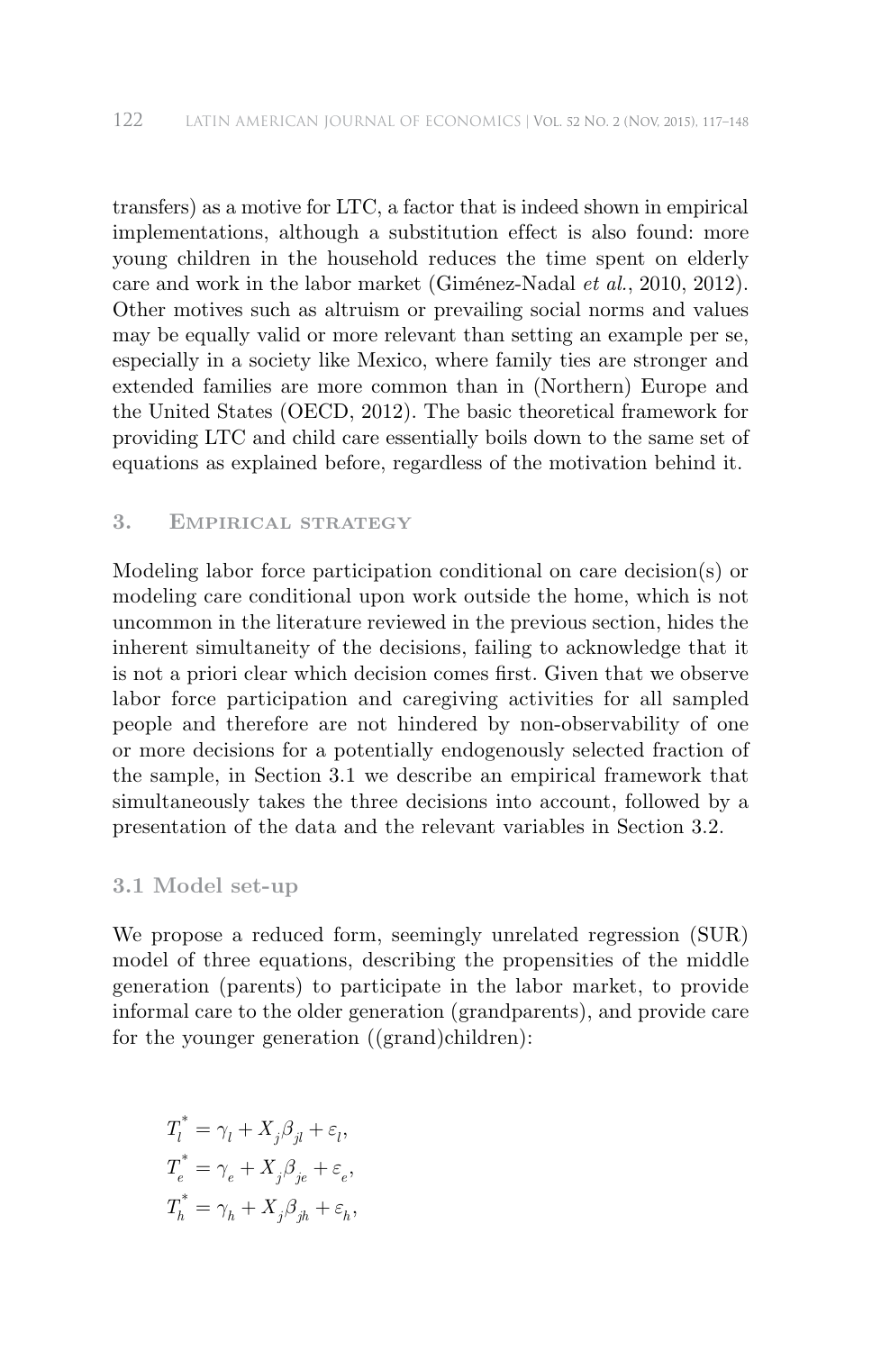transfers) as a motive for LTC, a factor that is indeed shown in empirical implementations, although a substitution effect is also found: more young children in the household reduces the time spent on elderly care and work in the labor market (Giménez-Nadal *et al.*, 2010, 2012). Other motives such as altruism or prevailing social norms and values may be equally valid or more relevant than setting an example per se, especially in a society like Mexico, where family ties are stronger and extended families are more common than in (Northern) Europe and the United States (OECD, 2012). The basic theoretical framework for providing LTC and child care essentially boils down to the same set of equations as explained before, regardless of the motivation behind it.

## 3. Empirical strategy

Modeling labor force participation conditional on care decision(s) or modeling care conditional upon work outside the home, which is not uncommon in the literature reviewed in the previous section, hides the inherent simultaneity of the decisions, failing to acknowledge that it is not a priori clear which decision comes first. Given that we observe labor force participation and caregiving activities for all sampled people and therefore are not hindered by non-observability of one or more decisions for a potentially endogenously selected fraction of the sample, in Section 3.1 we describe an empirical framework that simultaneously takes the three decisions into account, followed by a presentation of the data and the relevant variables in Section 3.2.

### 3.1 Model set-up

We propose a reduced form, seemingly unrelated regression (SUR) model of three equations, describing the propensities of the middle generation (parents) to participate in the labor market, to provide informal care to the older generation (grandparents), and provide care for the younger generation ((grand)children):

$$
\begin{aligned}
T_l^* &= \gamma_l + X_j \beta_{jl} + \varepsilon_l, \\
T_e^* &= \gamma_e + X_j \beta_{je} + \varepsilon_e, \\
T_h^* &= \gamma_h + X_j \beta_{jh} + \varepsilon_h,
\end{aligned}
$$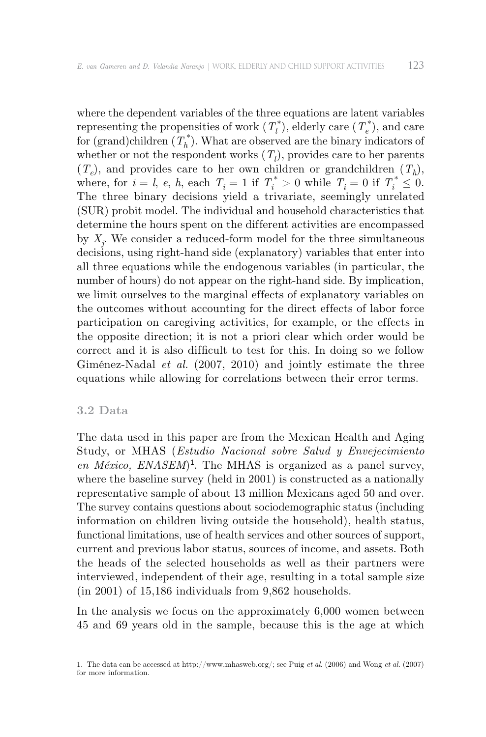where the dependent variables of the three equations are latent variables representing the propensities of work ($T_l^*$), elderly care ($T_e^*$), and care for (grand)children ($T_h^*$). What are observed are the binary indicators of whether or not the respondent works ($T_l$), provides care to her parents ($T_e$), and provides care to her own children or grandchildren ($T_h$), where, for $i = l, e, h$, each $T_i = 1$ if $T_i^* > 0$ while $T_i = 0$ if $T_i^* \leq 0$. The three binary decisions yield a trivariate, seemingly unrelated (SUR) probit model. The individual and household characteristics that determine the hours spent on the different activities are encompassed by $X_j$. We consider a reduced-form model for the three simultaneous decisions, using right-hand side (explanatory) variables that enter into all three equations while the endogenous variables (in particular, the number of hours) do not appear on the right-hand side. By implication, we limit ourselves to the marginal effects of explanatory variables on the outcomes without accounting for the direct effects of labor force participation on caregiving activities, for example, or the effects in the opposite direction; it is not a priori clear which order would be correct and it is also difficult to test for this. In doing so we follow Giménez-Nadal *et al.* (2007, 2010) and jointly estimate the three equations while allowing for correlations between their error terms.

### 3.2 Data

The data used in this paper are from the Mexican Health and Aging Study, or MHAS (*Estudio Nacional sobre Salud y Envejecimiento en México, ENASEM*)[1]. The MHAS is organized as a panel survey, where the baseline survey (held in 2001) is constructed as a nationally representative sample of about 13 million Mexicans aged 50 and over. The survey contains questions about sociodemographic status (including information on children living outside the household), health status, functional limitations, use of health services and other sources of support, current and previous labor status, sources of income, and assets. Both the heads of the selected households as well as their partners were interviewed, independent of their age, resulting in a total sample size (in 2001) of 15,186 individuals from 9,862 households.

In the analysis we focus on the approximately 6,000 women between 45 and 69 years old in the sample, because this is the age at which

1. The data can be accessed at http://www.mhasweb.org/; see Puig *et al.* (2006) and Wong *et al.* (2007) for more information.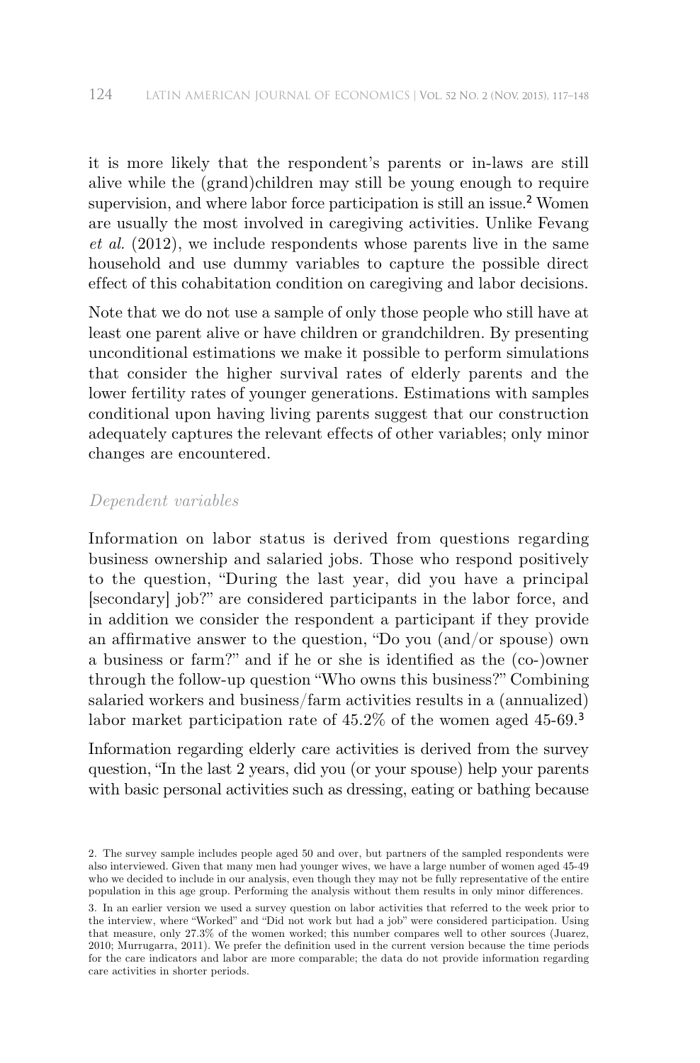it is more likely that the respondent's parents or in-laws are still alive while the (grand)children may still be young enough to require supervision, and where labor force participation is still an issue.[2] Women are usually the most involved in caregiving activities. Unlike Fevang *et al.* (2012), we include respondents whose parents live in the same household and use dummy variables to capture the possible direct effect of this cohabitation condition on caregiving and labor decisions.

Note that we do not use a sample of only those people who still have at least one parent alive or have children or grandchildren. By presenting unconditional estimations we make it possible to perform simulations that consider the higher survival rates of elderly parents and the lower fertility rates of younger generations. Estimations with samples conditional upon having living parents suggest that our construction adequately captures the relevant effects of other variables; only minor changes are encountered.

*Dependent variables*

Information on labor status is derived from questions regarding business ownership and salaried jobs. Those who respond positively to the question, "During the last year, did you have a principal [secondary] job?" are considered participants in the labor force, and in addition we consider the respondent a participant if they provide an affirmative answer to the question, "Do you (and/or spouse) own a business or farm?" and if he or she is identified as the (co-)owner through the follow-up question "Who owns this business?" Combining salaried workers and business/farm activities results in a (annualized) labor market participation rate of 45.2% of the women aged 45-69.[3]

Information regarding elderly care activities is derived from the survey question, "In the last 2 years, did you (or your spouse) help your parents with basic personal activities such as dressing, eating or bathing because

2. The survey sample includes people aged 50 and over, but partners of the sampled respondents were also interviewed. Given that many men had younger wives, we have a large number of women aged 45-49 who we decided to include in our analysis, even though they may not be fully representative of the entire population in this age group. Performing the analysis without them results in only minor differences.

3. In an earlier version we used a survey question on labor activities that referred to the week prior to the interview, where "Worked" and "Did not work but had a job" were considered participation. Using that measure, only 27.3% of the women worked; this number compares well to other sources (Juarez, 2010; Murrugarra, 2011). We prefer the definition used in the current version because the time periods for the care indicators and labor are more comparable; the data do not provide information regarding care activities in shorter periods.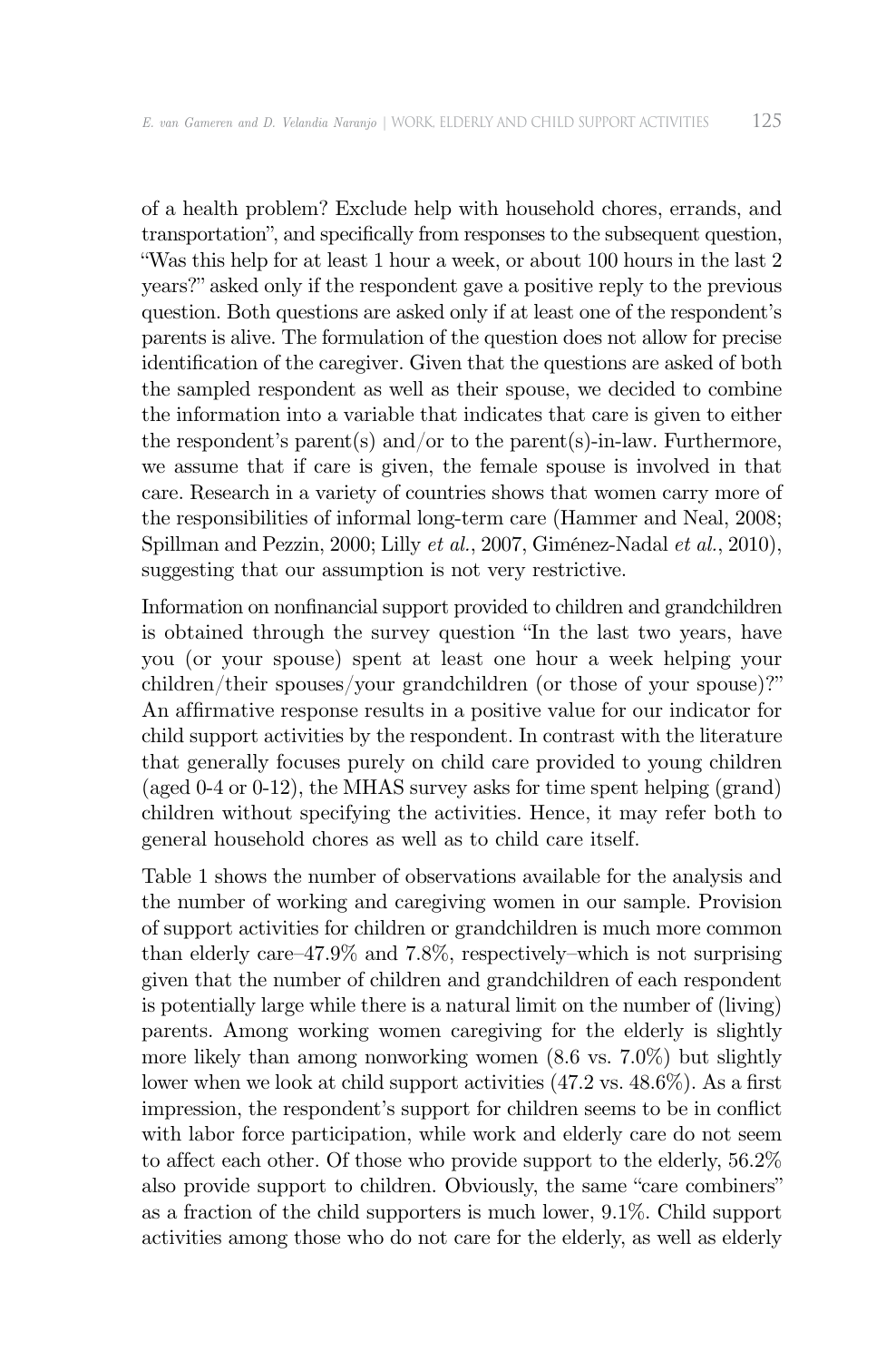of a health problem? Exclude help with household chores, errands, and transportation", and specifically from responses to the subsequent question, "Was this help for at least 1 hour a week, or about 100 hours in the last 2 years?" asked only if the respondent gave a positive reply to the previous question. Both questions are asked only if at least one of the respondent's parents is alive. The formulation of the question does not allow for precise identification of the caregiver. Given that the questions are asked of both the sampled respondent as well as their spouse, we decided to combine the information into a variable that indicates that care is given to either the respondent's parent(s) and/or to the parent(s)-in-law. Furthermore, we assume that if care is given, the female spouse is involved in that care. Research in a variety of countries shows that women carry more of the responsibilities of informal long-term care (Hammer and Neal, 2008; Spillman and Pezzin, 2000; Lilly *et al.*, 2007, Giménez-Nadal *et al.*, 2010), suggesting that our assumption is not very restrictive.

Information on nonfinancial support provided to children and grandchildren is obtained through the survey question "In the last two years, have you (or your spouse) spent at least one hour a week helping your children/their spouses/your grandchildren (or those of your spouse)?" An affirmative response results in a positive value for our indicator for child support activities by the respondent. In contrast with the literature that generally focuses purely on child care provided to young children (aged 0-4 or 0-12), the MHAS survey asks for time spent helping (grand) children without specifying the activities. Hence, it may refer both to general household chores as well as to child care itself.

Table 1 shows the number of observations available for the analysis and the number of working and caregiving women in our sample. Provision of support activities for children or grandchildren is much more common than elderly care–47.9% and 7.8%, respectively–which is not surprising given that the number of children and grandchildren of each respondent is potentially large while there is a natural limit on the number of (living) parents. Among working women caregiving for the elderly is slightly more likely than among nonworking women (8.6 vs. 7.0%) but slightly lower when we look at child support activities (47.2 vs. 48.6%). As a first impression, the respondent's support for children seems to be in conflict with labor force participation, while work and elderly care do not seem to affect each other. Of those who provide support to the elderly, 56.2% also provide support to children. Obviously, the same "care combiners" as a fraction of the child supporters is much lower, 9.1%. Child support activities among those who do not care for the elderly, as well as elderly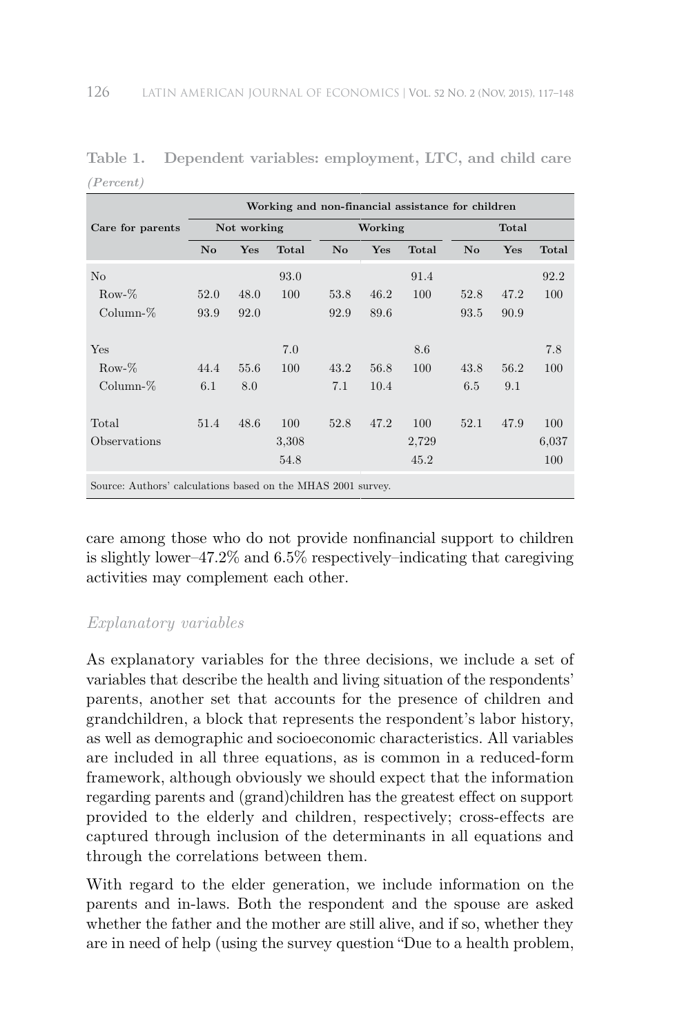**Table 1. Dependent variables: employment, LTC, and child care** *(Percent)*

| Care for parents | Working and non-financial assistance for children | | | | | | | | |
|---|---|---|---|---|---|---|---|---|---|
| | Not working | | | Working | | | Total | | |
| | No | Yes | Total | No | Yes | Total | No | Yes | Total |
| No | | | 93.0 | | | 91.4 | | | 92.2 |
| Row-% | 52.0 | 48.0 | 100 | 53.8 | 46.2 | 100 | 52.8 | 47.2 | 100 |
| Column-% | 93.9 | 92.0 | | 92.9 | 89.6 | | 93.5 | 90.9 | |
| Yes | | | 7.0 | | | 8.6 | | | 7.8 |
| Row-% | 44.4 | 55.6 | 100 | 43.2 | 56.8 | 100 | 43.8 | 56.2 | 100 |
| Column-% | 6.1 | 8.0 | | 7.1 | 10.4 | | 6.5 | 9.1 | |
| Total | 51.4 | 48.6 | 100 | 52.8 | 47.2 | 100 | 52.1 | 47.9 | 100 |
| Observations | | | 3,308 | | | 2,729 | | | 6,037 |
| | | | 54.8 | | | 45.2 | | | 100 |

Source: Authors' calculations based on the MHAS 2001 survey.

care among those who do not provide nonfinancial support to children is slightly lower–47.2% and 6.5% respectively–indicating that caregiving activities may complement each other.

*Explanatory variables*

As explanatory variables for the three decisions, we include a set of variables that describe the health and living situation of the respondents' parents, another set that accounts for the presence of children and grandchildren, a block that represents the respondent's labor history, as well as demographic and socioeconomic characteristics. All variables are included in all three equations, as is common in a reduced-form framework, although obviously we should expect that the information regarding parents and (grand)children has the greatest effect on support provided to the elderly and children, respectively; cross-effects are captured through inclusion of the determinants in all equations and through the correlations between them.

With regard to the elder generation, we include information on the parents and in-laws. Both the respondent and the spouse are asked whether the father and the mother are still alive, and if so, whether they are in need of help (using the survey question "Due to a health problem,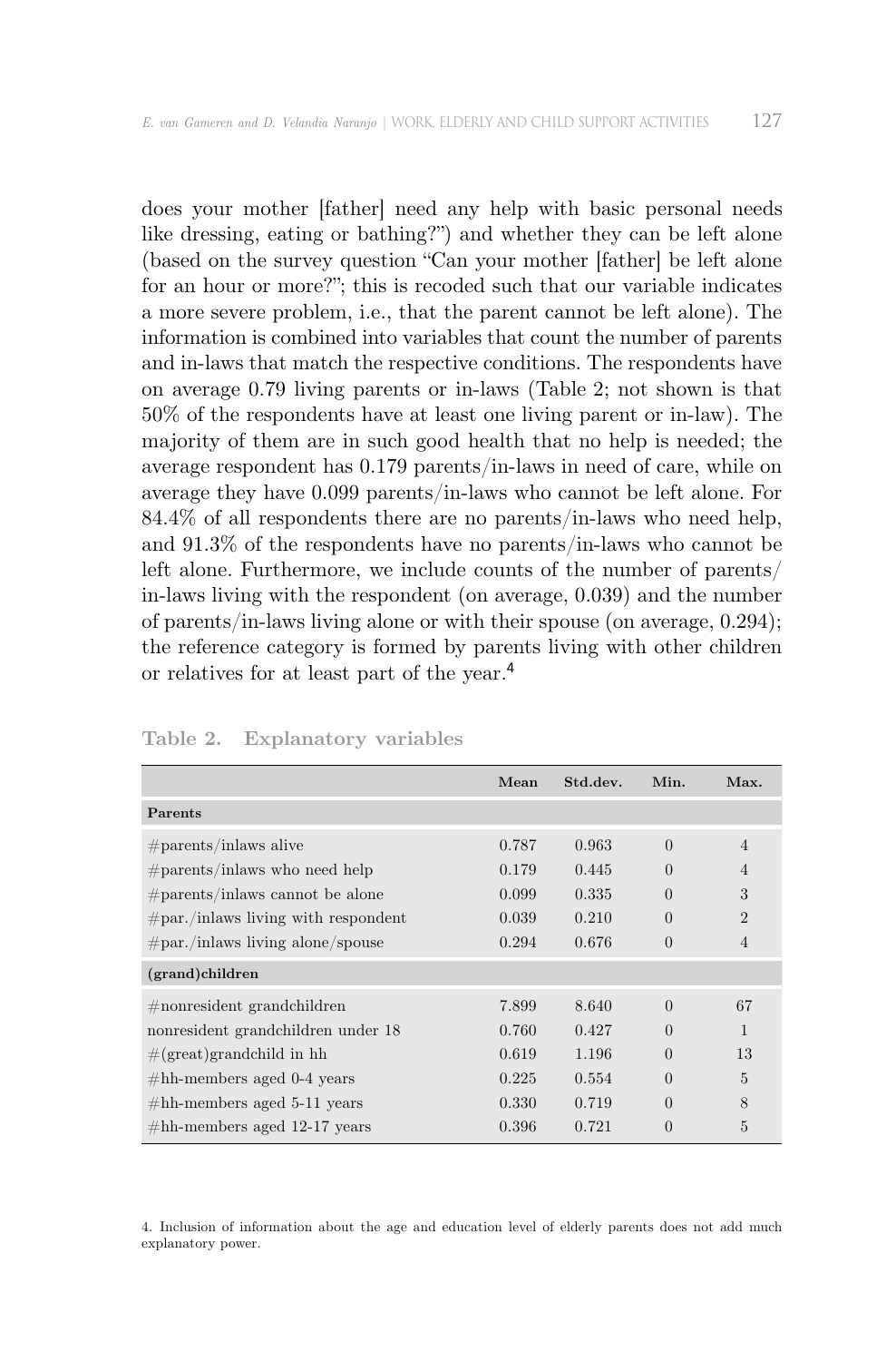does your mother [father] need any help with basic personal needs like dressing, eating or bathing?") and whether they can be left alone (based on the survey question "Can your mother [father] be left alone for an hour or more?"; this is recoded such that our variable indicates a more severe problem, i.e., that the parent cannot be left alone). The information is combined into variables that count the number of parents and in-laws that match the respective conditions. The respondents have on average 0.79 living parents or in-laws (Table 2; not shown is that 50% of the respondents have at least one living parent or in-law). The majority of them are in such good health that no help is needed; the average respondent has 0.179 parents/in-laws in need of care, while on average they have 0.099 parents/in-laws who cannot be left alone. For 84.4% of all respondents there are no parents/in-laws who need help, and 91.3% of the respondents have no parents/in-laws who cannot be left alone. Furthermore, we include counts of the number of parents/ in-laws living with the respondent (on average, 0.039) and the number of parents/in-laws living alone or with their spouse (on average, 0.294); the reference category is formed by parents living with other children or relatives for at least part of the year.[4]

**Table 2. Explanatory variables**

| | Mean | Std.dev. | Min. | Max. |
|---|---|---|---|---|
| **Parents** | | | | |
| #parents/inlaws alive | 0.787 | 0.963 | 0 | 4 |
| #parents/inlaws who need help | 0.179 | 0.445 | 0 | 4 |
| #parents/inlaws cannot be alone | 0.099 | 0.335 | 0 | 3 |
| #par./inlaws living with respondent | 0.039 | 0.210 | 0 | 2 |
| #par./inlaws living alone/spouse | 0.294 | 0.676 | 0 | 4 |
| **(grand)children** | | | | |
| #nonresident grandchildren | 7.899 | 8.640 | 0 | 67 |
| nonresident grandchildren under 18 | 0.760 | 0.427 | 0 | 1 |
| #(great)grandchild in hh | 0.619 | 1.196 | 0 | 13 |
| #hh-members aged 0-4 years | 0.225 | 0.554 | 0 | 5 |
| #hh-members aged 5-11 years | 0.330 | 0.719 | 0 | 8 |
| #hh-members aged 12-17 years | 0.396 | 0.721 | 0 | 5 |

4. Inclusion of information about the age and education level of elderly parents does not add much explanatory power.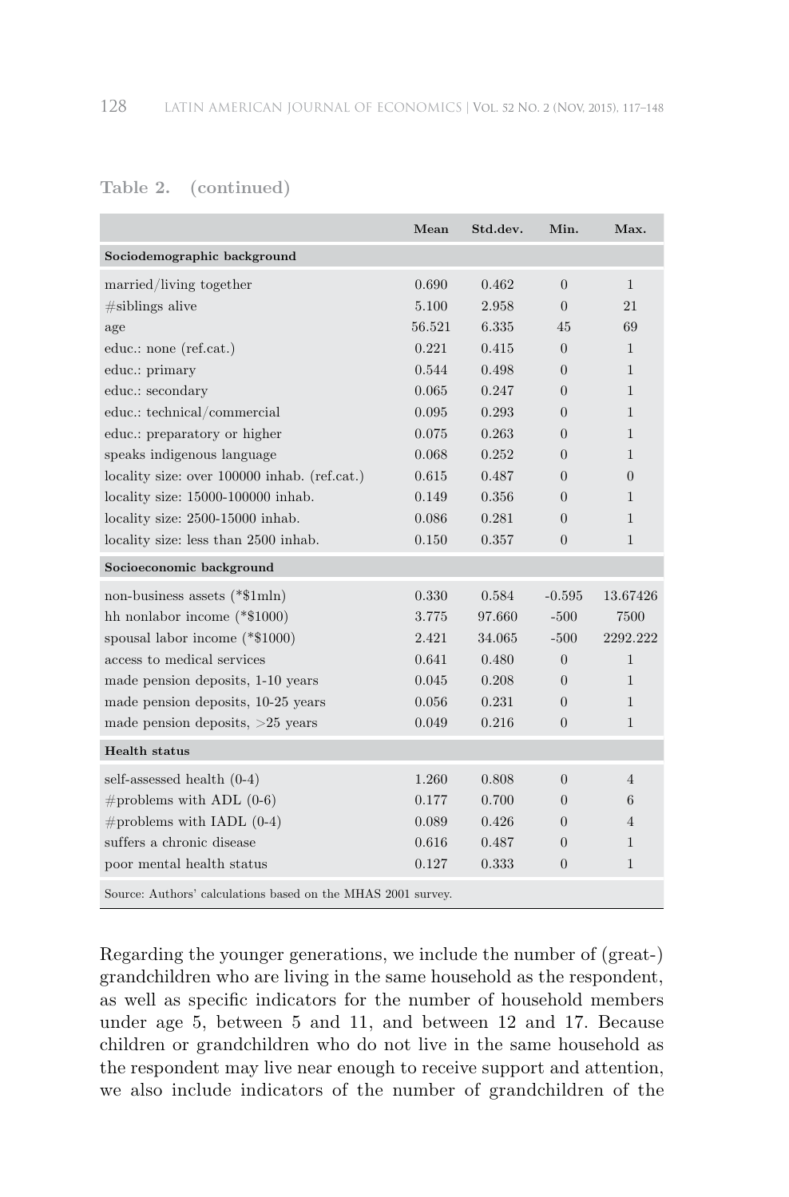**Table 2. (continued)**

| | Mean | Std.dev. | Min. | Max. |
|---|---|---|---|---|
| **Sociodemographic background** | | | | |
| married/living together | 0.690 | 0.462 | 0 | 1 |
| #siblings alive | 5.100 | 2.958 | 0 | 21 |
| age | 56.521 | 6.335 | 45 | 69 |
| educ.: none (ref.cat.) | 0.221 | 0.415 | 0 | 1 |
| educ.: primary | 0.544 | 0.498 | 0 | 1 |
| educ.: secondary | 0.065 | 0.247 | 0 | 1 |
| educ.: technical/commercial | 0.095 | 0.293 | 0 | 1 |
| educ.: preparatory or higher | 0.075 | 0.263 | 0 | 1 |
| speaks indigenous language | 0.068 | 0.252 | 0 | 1 |
| locality size: over 100000 inhab. (ref.cat.) | 0.615 | 0.487 | 0 | 0 |
| locality size: 15000-100000 inhab. | 0.149 | 0.356 | 0 | 1 |
| locality size: 2500-15000 inhab. | 0.086 | 0.281 | 0 | 1 |
| locality size: less than 2500 inhab. | 0.150 | 0.357 | 0 | 1 |
| **Socioeconomic background** | | | | |
| non-business assets (*$1mln) | 0.330 | 0.584 | -0.595 | 13.67426 |
| hh nonlabor income (*$1000) | 3.775 | 97.660 | -500 | 7500 |
| spousal labor income (*$1000) | 2.421 | 34.065 | -500 | 2292.222 |
| access to medical services | 0.641 | 0.480 | 0 | 1 |
| made pension deposits, 1-10 years | 0.045 | 0.208 | 0 | 1 |
| made pension deposits, 10-25 years | 0.056 | 0.231 | 0 | 1 |
| made pension deposits, >25 years | 0.049 | 0.216 | 0 | 1 |
| **Health status** | | | | |
| self-assessed health (0-4) | 1.260 | 0.808 | 0 | 4 |
| #problems with ADL (0-6) | 0.177 | 0.700 | 0 | 6 |
| #problems with IADL (0-4) | 0.089 | 0.426 | 0 | 4 |
| suffers a chronic disease | 0.616 | 0.487 | 0 | 1 |
| poor mental health status | 0.127 | 0.333 | 0 | 1 |

Source: Authors' calculations based on the MHAS 2001 survey.

Regarding the younger generations, we include the number of (great-) grandchildren who are living in the same household as the respondent, as well as specific indicators for the number of household members under age 5, between 5 and 11, and between 12 and 17. Because children or grandchildren who do not live in the same household as the respondent may live near enough to receive support and attention, we also include indicators of the number of grandchildren of the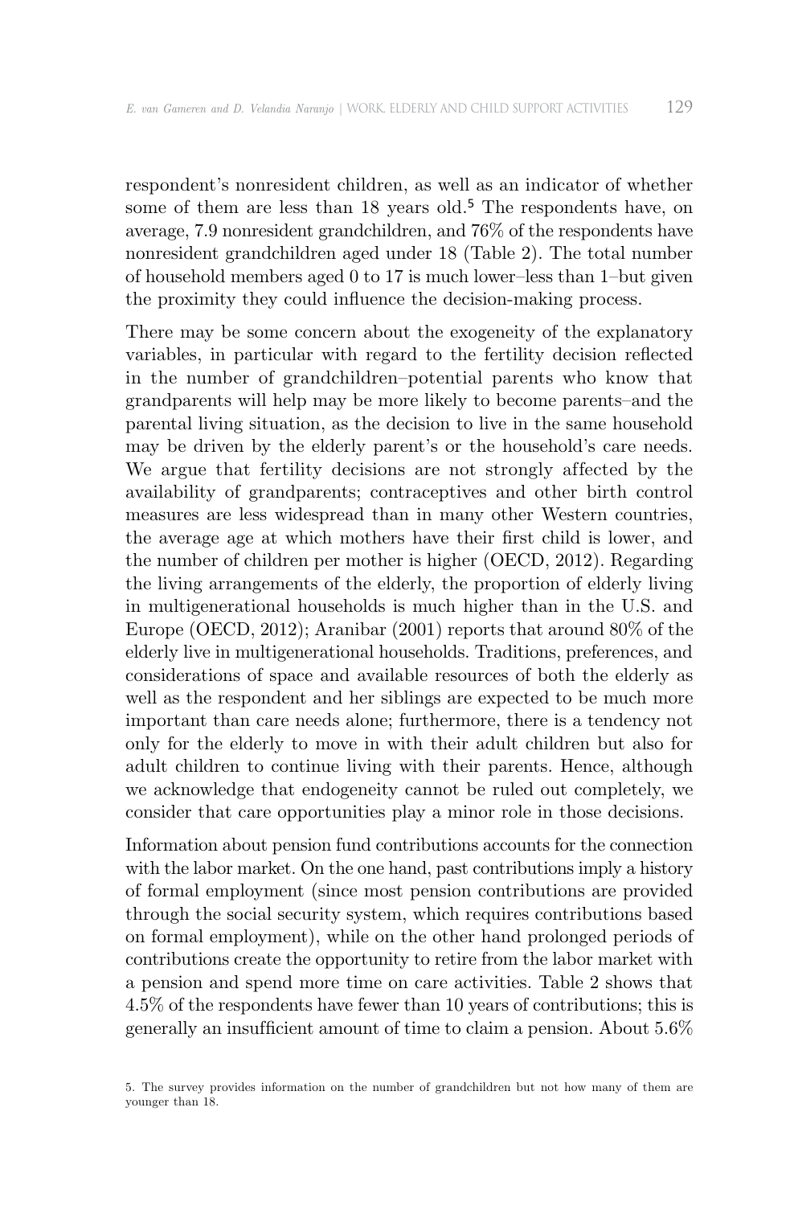respondent's nonresident children, as well as an indicator of whether some of them are less than 18 years old.[5] The respondents have, on average, 7.9 nonresident grandchildren, and 76% of the respondents have nonresident grandchildren aged under 18 (Table 2). The total number of household members aged 0 to 17 is much lower–less than 1–but given the proximity they could influence the decision-making process.

There may be some concern about the exogeneity of the explanatory variables, in particular with regard to the fertility decision reflected in the number of grandchildren–potential parents who know that grandparents will help may be more likely to become parents–and the parental living situation, as the decision to live in the same household may be driven by the elderly parent's or the household's care needs. We argue that fertility decisions are not strongly affected by the availability of grandparents; contraceptives and other birth control measures are less widespread than in many other Western countries, the average age at which mothers have their first child is lower, and the number of children per mother is higher (OECD, 2012). Regarding the living arrangements of the elderly, the proportion of elderly living in multigenerational households is much higher than in the U.S. and Europe (OECD, 2012); Aranibar (2001) reports that around 80% of the elderly live in multigenerational households. Traditions, preferences, and considerations of space and available resources of both the elderly as well as the respondent and her siblings are expected to be much more important than care needs alone; furthermore, there is a tendency not only for the elderly to move in with their adult children but also for adult children to continue living with their parents. Hence, although we acknowledge that endogeneity cannot be ruled out completely, we consider that care opportunities play a minor role in those decisions.

Information about pension fund contributions accounts for the connection with the labor market. On the one hand, past contributions imply a history of formal employment (since most pension contributions are provided through the social security system, which requires contributions based on formal employment), while on the other hand prolonged periods of contributions create the opportunity to retire from the labor market with a pension and spend more time on care activities. Table 2 shows that 4.5% of the respondents have fewer than 10 years of contributions; this is generally an insufficient amount of time to claim a pension. About 5.6%

5. The survey provides information on the number of grandchildren but not how many of them are younger than 18.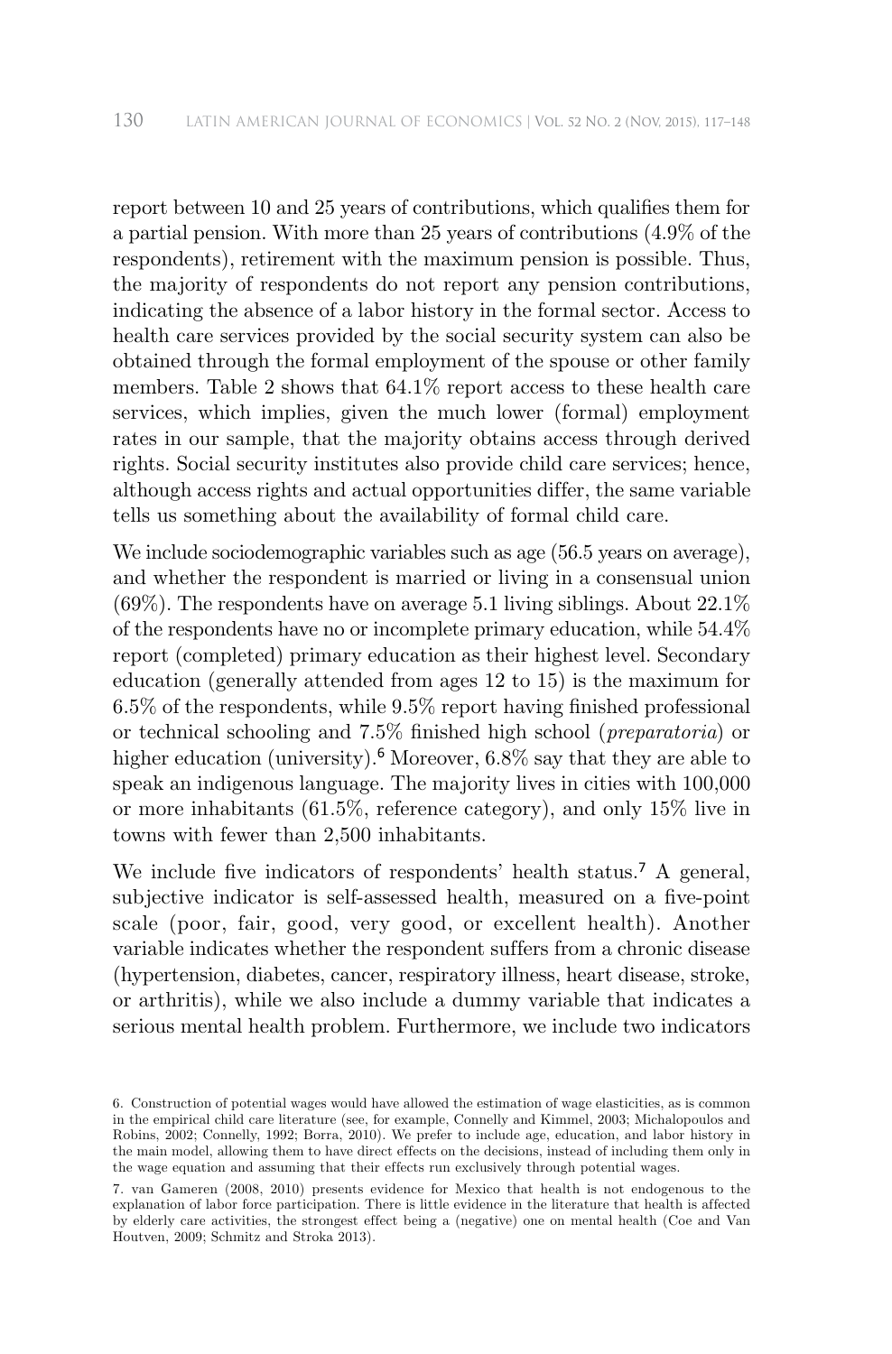report between 10 and 25 years of contributions, which qualifies them for a partial pension. With more than 25 years of contributions (4.9% of the respondents), retirement with the maximum pension is possible. Thus, the majority of respondents do not report any pension contributions, indicating the absence of a labor history in the formal sector. Access to health care services provided by the social security system can also be obtained through the formal employment of the spouse or other family members. Table 2 shows that 64.1% report access to these health care services, which implies, given the much lower (formal) employment rates in our sample, that the majority obtains access through derived rights. Social security institutes also provide child care services; hence, although access rights and actual opportunities differ, the same variable tells us something about the availability of formal child care.

We include sociodemographic variables such as age (56.5 years on average), and whether the respondent is married or living in a consensual union (69%). The respondents have on average 5.1 living siblings. About 22.1% of the respondents have no or incomplete primary education, while 54.4% report (completed) primary education as their highest level. Secondary education (generally attended from ages 12 to 15) is the maximum for 6.5% of the respondents, while 9.5% report having finished professional or technical schooling and 7.5% finished high school (*preparatoria*) or higher education (university).[6] Moreover, 6.8% say that they are able to speak an indigenous language. The majority lives in cities with 100,000 or more inhabitants (61.5%, reference category), and only 15% live in towns with fewer than 2,500 inhabitants.

We include five indicators of respondents' health status.[7] A general, subjective indicator is self-assessed health, measured on a five-point scale (poor, fair, good, very good, or excellent health). Another variable indicates whether the respondent suffers from a chronic disease (hypertension, diabetes, cancer, respiratory illness, heart disease, stroke, or arthritis), while we also include a dummy variable that indicates a serious mental health problem. Furthermore, we include two indicators

6. Construction of potential wages would have allowed the estimation of wage elasticities, as is common in the empirical child care literature (see, for example, Connelly and Kimmel, 2003; Michalopoulos and Robins, 2002; Connelly, 1992; Borra, 2010). We prefer to include age, education, and labor history in the main model, allowing them to have direct effects on the decisions, instead of including them only in the wage equation and assuming that their effects run exclusively through potential wages.

7. van Gameren (2008, 2010) presents evidence for Mexico that health is not endogenous to the explanation of labor force participation. There is little evidence in the literature that health is affected by elderly care activities, the strongest effect being a (negative) one on mental health (Coe and Van Houtven, 2009; Schmitz and Stroka 2013).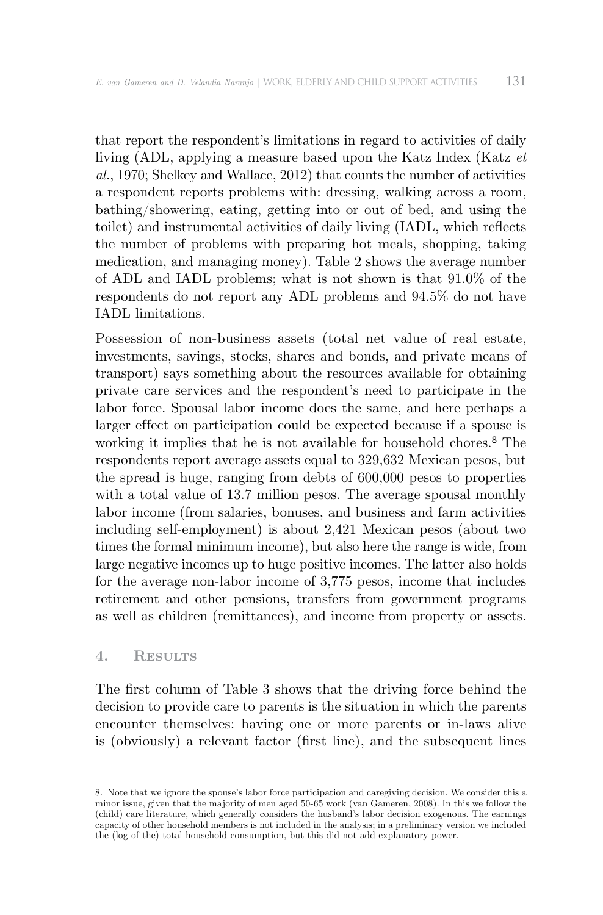that report the respondent's limitations in regard to activities of daily living (ADL, applying a measure based upon the Katz Index (Katz *et al.*, 1970; Shelkey and Wallace, 2012) that counts the number of activities a respondent reports problems with: dressing, walking across a room, bathing/showering, eating, getting into or out of bed, and using the toilet) and instrumental activities of daily living (IADL, which reflects the number of problems with preparing hot meals, shopping, taking medication, and managing money). Table 2 shows the average number of ADL and IADL problems; what is not shown is that 91.0% of the respondents do not report any ADL problems and 94.5% do not have IADL limitations.

Possession of non-business assets (total net value of real estate, investments, savings, stocks, shares and bonds, and private means of transport) says something about the resources available for obtaining private care services and the respondent's need to participate in the labor force. Spousal labor income does the same, and here perhaps a larger effect on participation could be expected because if a spouse is working it implies that he is not available for household chores.[8] The respondents report average assets equal to 329,632 Mexican pesos, but the spread is huge, ranging from debts of 600,000 pesos to properties with a total value of 13.7 million pesos. The average spousal monthly labor income (from salaries, bonuses, and business and farm activities including self-employment) is about 2,421 Mexican pesos (about two times the formal minimum income), but also here the range is wide, from large negative incomes up to huge positive incomes. The latter also holds for the average non-labor income of 3,775 pesos, income that includes retirement and other pensions, transfers from government programs as well as children (remittances), and income from property or assets.

## 4. Results

The first column of Table 3 shows that the driving force behind the decision to provide care to parents is the situation in which the parents encounter themselves: having one or more parents or in-laws alive is (obviously) a relevant factor (first line), and the subsequent lines

8. Note that we ignore the spouse's labor force participation and caregiving decision. We consider this a minor issue, given that the majority of men aged 50-65 work (van Gameren, 2008). In this we follow the (child) care literature, which generally considers the husband's labor decision exogenous. The earnings capacity of other household members is not included in the analysis; in a preliminary version we included the (log of the) total household consumption, but this did not add explanatory power.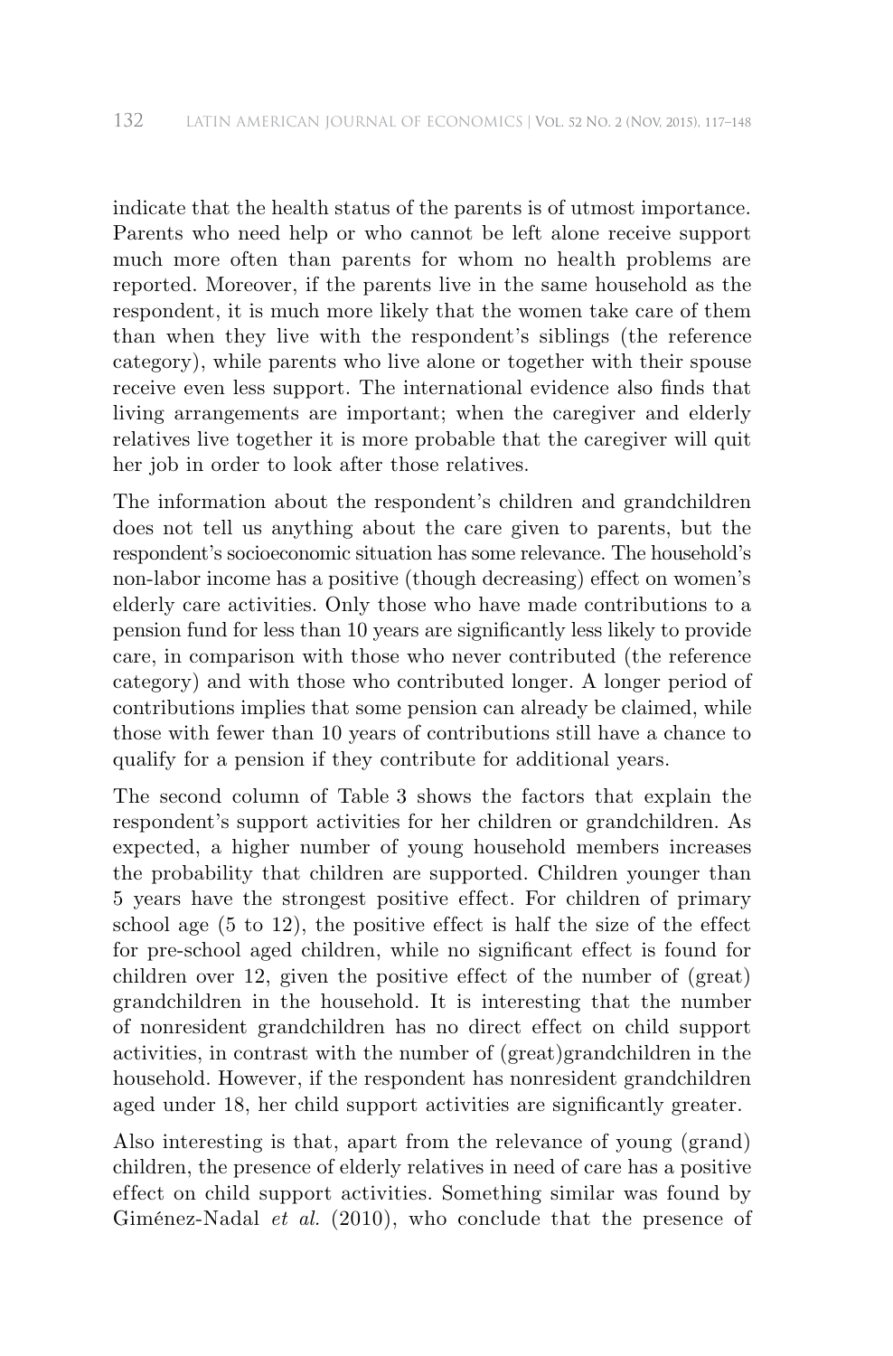indicate that the health status of the parents is of utmost importance. Parents who need help or who cannot be left alone receive support much more often than parents for whom no health problems are reported. Moreover, if the parents live in the same household as the respondent, it is much more likely that the women take care of them than when they live with the respondent's siblings (the reference category), while parents who live alone or together with their spouse receive even less support. The international evidence also finds that living arrangements are important; when the caregiver and elderly relatives live together it is more probable that the caregiver will quit her job in order to look after those relatives.

The information about the respondent's children and grandchildren does not tell us anything about the care given to parents, but the respondent's socioeconomic situation has some relevance. The household's non-labor income has a positive (though decreasing) effect on women's elderly care activities. Only those who have made contributions to a pension fund for less than 10 years are significantly less likely to provide care, in comparison with those who never contributed (the reference category) and with those who contributed longer. A longer period of contributions implies that some pension can already be claimed, while those with fewer than 10 years of contributions still have a chance to qualify for a pension if they contribute for additional years.

The second column of Table 3 shows the factors that explain the respondent's support activities for her children or grandchildren. As expected, a higher number of young household members increases the probability that children are supported. Children younger than 5 years have the strongest positive effect. For children of primary school age (5 to 12), the positive effect is half the size of the effect for pre-school aged children, while no significant effect is found for children over 12, given the positive effect of the number of (great) grandchildren in the household. It is interesting that the number of nonresident grandchildren has no direct effect on child support activities, in contrast with the number of (great)grandchildren in the household. However, if the respondent has nonresident grandchildren aged under 18, her child support activities are significantly greater.

Also interesting is that, apart from the relevance of young (grand) children, the presence of elderly relatives in need of care has a positive effect on child support activities. Something similar was found by Giménez-Nadal *et al.* (2010), who conclude that the presence of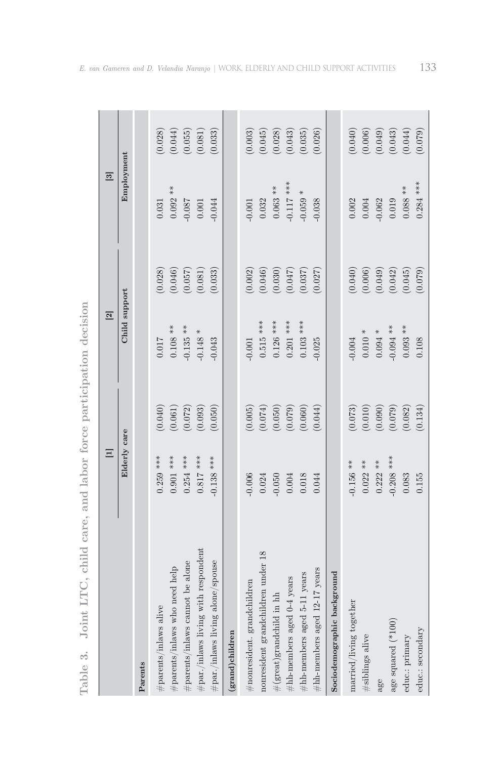**Table 3. Joint LTC, child care, and labor force participation decision**

| | [1] | | [2] | | [3] | |
|---|---|---|---|---|---|---|
| | Elderly care | | Child support | | Employment | |
| **Parents** | | | | | | |
| #parents/inlaws alive | 0.259 *** | (0.040) | 0.017 | (0.028) | 0.031 | (0.028) |
| #parents/inlaws who need help | 0.901 *** | (0.061) | 0.108 ** | (0.046) | 0.092 ** | (0.044) |
| #parents/inlaws cannot be alone | 0.254 *** | (0.072) | -0.135 ** | (0.057) | -0.087 | (0.055) |
| #par./inlaws living with respondent | 0.817 *** | (0.093) | -0.148 * | (0.081) | 0.001 | (0.081) |
| #par./inlaws living alone/spouse | -0.138 *** | (0.050) | -0.043 | (0.033) | -0.044 | (0.033) |
| **(grand)children** | | | | | | |
| #nonresident. grandchildren | -0.006 | (0.005) | -0.001 | (0.002) | -0.001 | (0.003) |
| nonresident grandchildren under 18 | 0.024 | (0.074) | 0.515 *** | (0.046) | 0.032 | (0.045) |
| #(great)grandchild in hh | -0.050 | (0.050) | 0.126 *** | (0.030) | 0.063 ** | (0.028) |
| #hh-members aged 0-4 years | 0.004 | (0.079) | 0.201 *** | (0.047) | -0.117 *** | (0.043) |
| #hh-members aged 5-11 years | 0.018 | (0.060) | 0.103 *** | (0.037) | -0.059 * | (0.035) |
| #hh-members aged 12-17 years | 0.044 | (0.044) | -0.025 | (0.027) | -0.038 | (0.026) |
| **Sociodemographic background** | | | | | | |
| married/living together | -0.156 ** | (0.073) | -0.004 | (0.040) | 0.002 | (0.040) |
| #siblings alive | 0.022 ** | (0.010) | 0.010 * | (0.006) | 0.004 | (0.006) |
| age | 0.222 ** | (0.090) | 0.094 * | (0.049) | -0.062 | (0.049) |
| age squared (*100) | -0.208 *** | (0.079) | -0.094 ** | (0.042) | 0.019 | (0.043) |
| educ.: primary | 0.083 | (0.082) | 0.093 ** | (0.045) | 0.088 ** | (0.044) |
| educ.: secondary | 0.155 | (0.134) | 0.108 | (0.079) | 0.284 *** | (0.079) |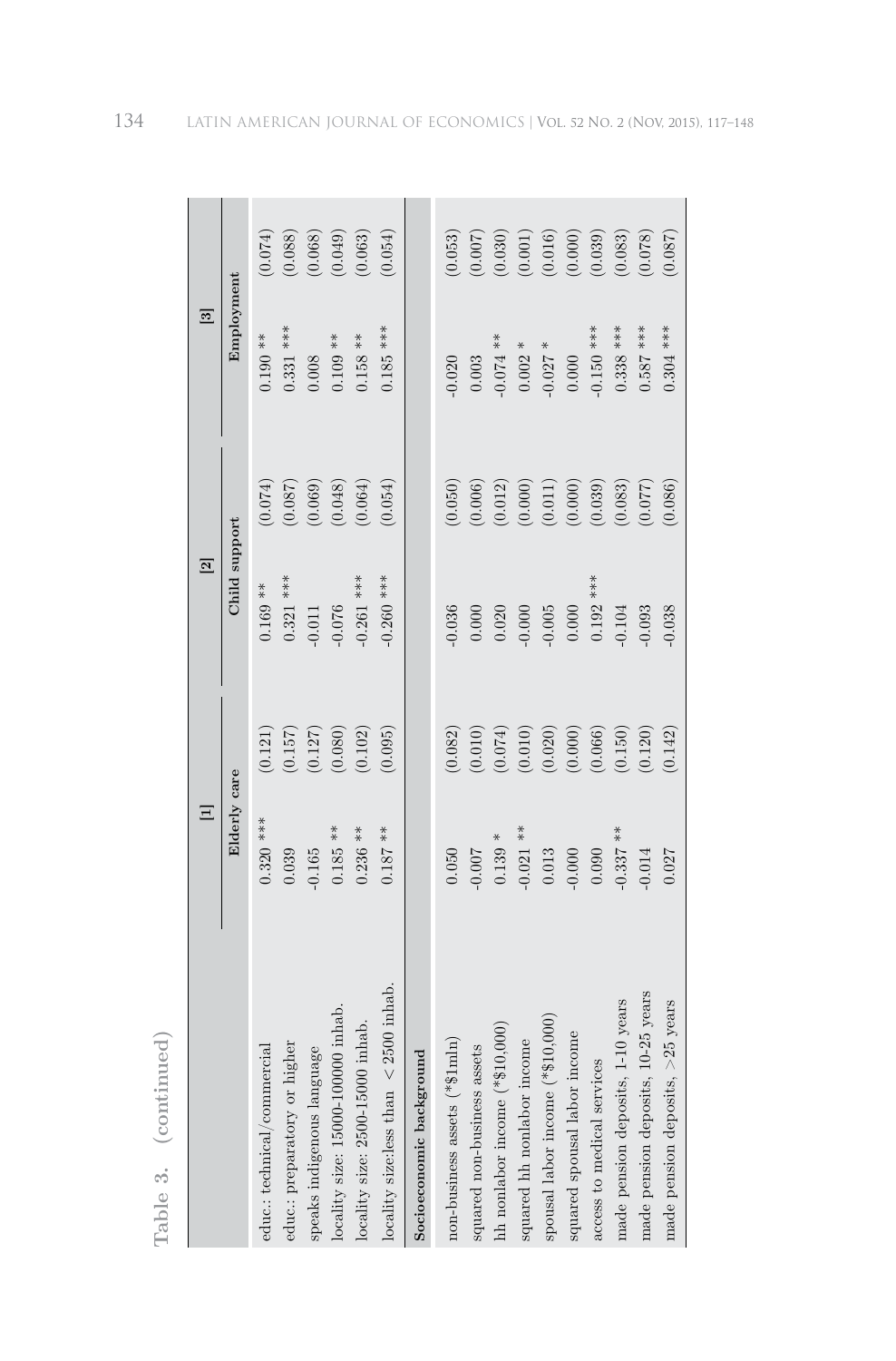**Table 3. (continued)**

| | [1] | | [2] | | [3] | |
|---|---|---|---|---|---|---|
| | Elderly care | | Child support | | Employment | |
| educ.: technical/commercial | 0.320 *** | (0.121) | 0.169 ** | (0.074) | 0.190 ** | (0.074) |
| educ.: preparatory or higher | 0.039 | (0.157) | 0.321 *** | (0.087) | 0.331 *** | (0.088) |
| speaks indigenous language | -0.165 | (0.127) | -0.011 | (0.069) | 0.008 | (0.068) |
| locality size: 15000-100000 inhab. | 0.185 ** | (0.080) | -0.076 | (0.048) | 0.109 ** | (0.049) |
| locality size: 2500-15000 inhab. | 0.236 ** | (0.102) | -0.261 *** | (0.064) | 0.158 ** | (0.063) |
| locality size:less than < 2500 inhab. | 0.187 ** | (0.095) | -0.260 *** | (0.054) | 0.185 *** | (0.054) |
| **Socioeconomic background** | | | | | | |
| non-business assets (*$1mln) | 0.050 | (0.082) | -0.036 | (0.050) | -0.020 | (0.053) |
| squared non-business assets | -0.007 | (0.010) | 0.000 | (0.006) | 0.003 | (0.007) |
| hh nonlabor income (*$10,000) | 0.139 * | (0.074) | 0.020 | (0.012) | -0.074 ** | (0.030) |
| squared hh nonlabor income | -0.021 ** | (0.010) | -0.000 | (0.000) | 0.002 * | (0.001) |
| spousal labor income (*$10,000) | 0.013 | (0.020) | -0.005 | (0.011) | -0.027 * | (0.016) |
| squared spousal labor income | -0.000 | (0.000) | 0.000 | (0.000) | 0.000 | (0.000) |
| access to medical services | 0.090 | (0.066) | 0.192 *** | (0.039) | -0.150 *** | (0.039) |
| made pension deposits, 1-10 years | -0.337 ** | (0.150) | -0.104 | (0.083) | 0.338 *** | (0.083) |
| made pension deposits, 10-25 years | -0.014 | (0.120) | -0.093 | (0.077) | 0.587 *** | (0.078) |
| made pension deposits, >25 years | 0.027 | (0.142) | -0.038 | (0.086) | 0.304 *** | (0.087) |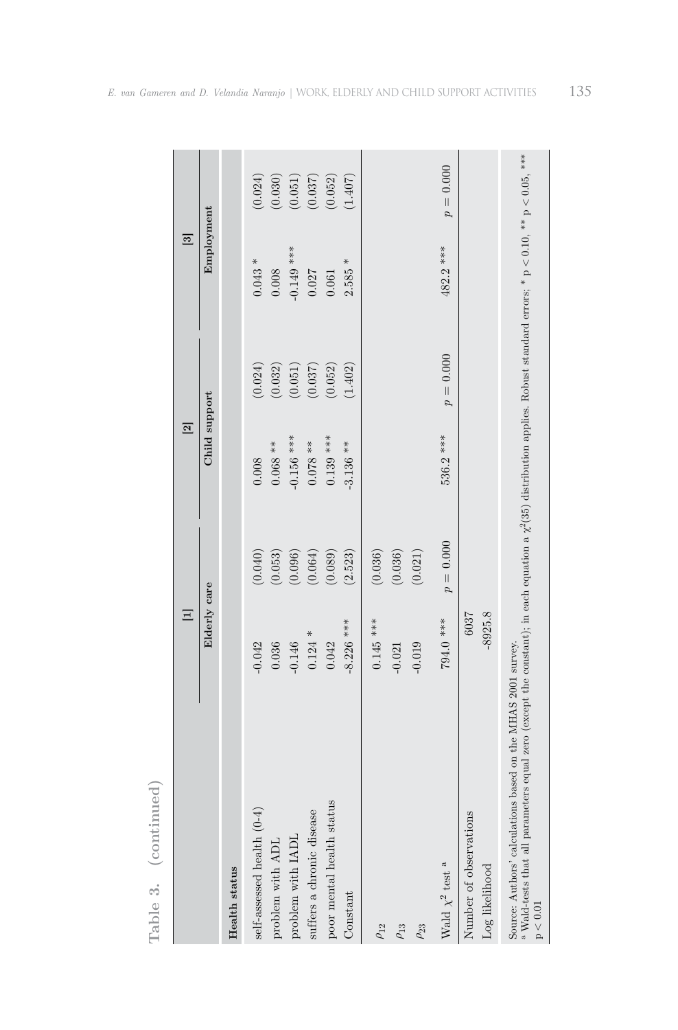**Table 3. (continued)**

| | [1] | | [2] | | [3] | |
|---|---|---|---|---|---|---|
| | Elderly care | | Child support | | Employment | |
| **Health status** | | | | | | |
| self-assessed health (0-4) | -0.042 | (0.040) | 0.008 | (0.024) | 0.043 * | (0.024) |
| problem with ADL | 0.036 | (0.053) | 0.068 ** | (0.032) | 0.008 | (0.030) |
| problem with IADL | -0.146 | (0.096) | -0.156 *** | (0.051) | -0.149 *** | (0.051) |
| suffers a chronic disease | 0.124 * | (0.064) | 0.078 ** | (0.037) | 0.027 | (0.037) |
| poor mental health status | 0.042 | (0.089) | 0.139 *** | (0.052) | 0.061 | (0.052) |
| Constant | -8.226 *** | (2.523) | -3.136 ** | (1.402) | 2.585 * | (1.407) |
| $\rho_{12}$ | 0.145 *** | (0.036) | | | | |
| $\rho_{13}$ | -0.021 | (0.036) | | | | |
| $\rho_{23}$ | -0.019 | (0.021) | | | | |
| Wald $\chi^2$ test [a] | 794.0 *** | $p = 0.000$ | 536.2 *** | $p = 0.000$ | 482.2 *** | $p = 0.000$ |
| Number of observations | 6037 | | | | | |
| Log likelihood | -8925.8 | | | | | |

Source: Authors' calculations based on the MHAS 2001 survey.
[a] Wald-tests that all parameters equal zero (except the constant); in each equation a $\chi^2(35)$ distribution applies. Robust standard errors; * $p < 0.10$, ** $p < 0.05$, *** $p < 0.01$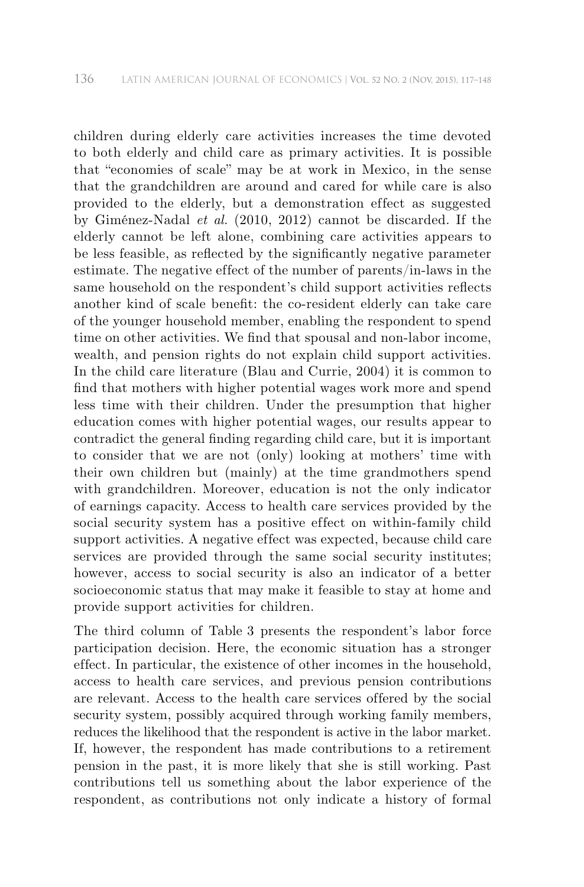children during elderly care activities increases the time devoted to both elderly and child care as primary activities. It is possible that "economies of scale" may be at work in Mexico, in the sense that the grandchildren are around and cared for while care is also provided to the elderly, but a demonstration effect as suggested by Giménez-Nadal *et al.* (2010, 2012) cannot be discarded. If the elderly cannot be left alone, combining care activities appears to be less feasible, as reflected by the significantly negative parameter estimate. The negative effect of the number of parents/in-laws in the same household on the respondent's child support activities reflects another kind of scale benefit: the co-resident elderly can take care of the younger household member, enabling the respondent to spend time on other activities. We find that spousal and non-labor income, wealth, and pension rights do not explain child support activities. In the child care literature (Blau and Currie, 2004) it is common to find that mothers with higher potential wages work more and spend less time with their children. Under the presumption that higher education comes with higher potential wages, our results appear to contradict the general finding regarding child care, but it is important to consider that we are not (only) looking at mothers' time with their own children but (mainly) at the time grandmothers spend with grandchildren. Moreover, education is not the only indicator of earnings capacity. Access to health care services provided by the social security system has a positive effect on within-family child support activities. A negative effect was expected, because child care services are provided through the same social security institutes; however, access to social security is also an indicator of a better socioeconomic status that may make it feasible to stay at home and provide support activities for children.

The third column of Table 3 presents the respondent's labor force participation decision. Here, the economic situation has a stronger effect. In particular, the existence of other incomes in the household, access to health care services, and previous pension contributions are relevant. Access to the health care services offered by the social security system, possibly acquired through working family members, reduces the likelihood that the respondent is active in the labor market. If, however, the respondent has made contributions to a retirement pension in the past, it is more likely that she is still working. Past contributions tell us something about the labor experience of the respondent, as contributions not only indicate a history of formal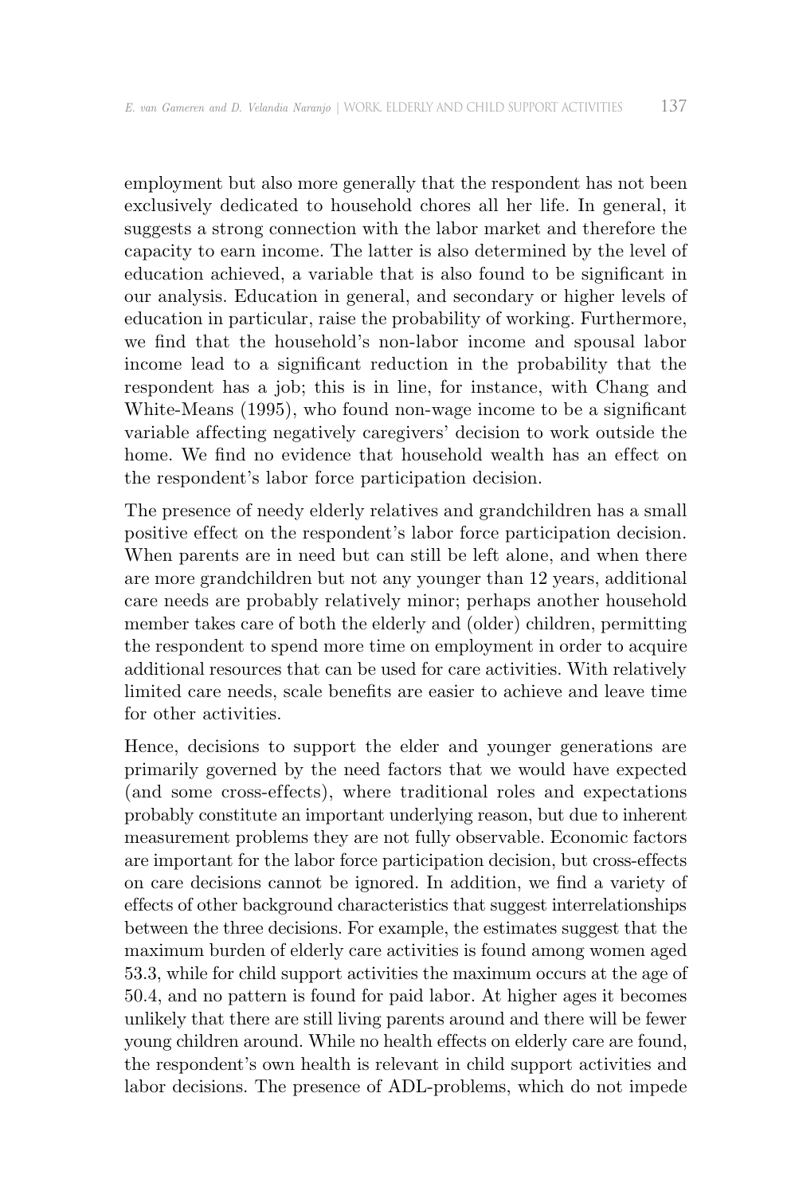employment but also more generally that the respondent has not been exclusively dedicated to household chores all her life. In general, it suggests a strong connection with the labor market and therefore the capacity to earn income. The latter is also determined by the level of education achieved, a variable that is also found to be significant in our analysis. Education in general, and secondary or higher levels of education in particular, raise the probability of working. Furthermore, we find that the household's non-labor income and spousal labor income lead to a significant reduction in the probability that the respondent has a job; this is in line, for instance, with Chang and White-Means (1995), who found non-wage income to be a significant variable affecting negatively caregivers' decision to work outside the home. We find no evidence that household wealth has an effect on the respondent's labor force participation decision.

The presence of needy elderly relatives and grandchildren has a small positive effect on the respondent's labor force participation decision. When parents are in need but can still be left alone, and when there are more grandchildren but not any younger than 12 years, additional care needs are probably relatively minor; perhaps another household member takes care of both the elderly and (older) children, permitting the respondent to spend more time on employment in order to acquire additional resources that can be used for care activities. With relatively limited care needs, scale benefits are easier to achieve and leave time for other activities.

Hence, decisions to support the elder and younger generations are primarily governed by the need factors that we would have expected (and some cross-effects), where traditional roles and expectations probably constitute an important underlying reason, but due to inherent measurement problems they are not fully observable. Economic factors are important for the labor force participation decision, but cross-effects on care decisions cannot be ignored. In addition, we find a variety of effects of other background characteristics that suggest interrelationships between the three decisions. For example, the estimates suggest that the maximum burden of elderly care activities is found among women aged 53.3, while for child support activities the maximum occurs at the age of 50.4, and no pattern is found for paid labor. At higher ages it becomes unlikely that there are still living parents around and there will be fewer young children around. While no health effects on elderly care are found, the respondent's own health is relevant in child support activities and labor decisions. The presence of ADL-problems, which do not impede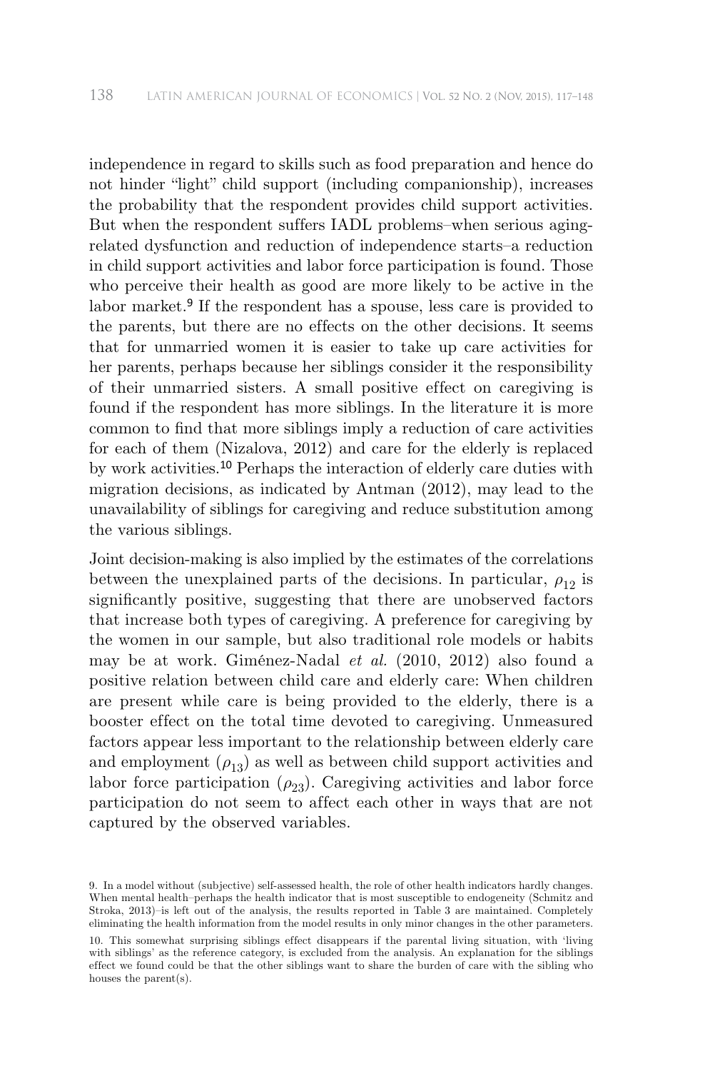independence in regard to skills such as food preparation and hence do not hinder "light" child support (including companionship), increases the probability that the respondent provides child support activities. But when the respondent suffers IADL problems–when serious aging-related dysfunction and reduction of independence starts–a reduction in child support activities and labor force participation is found. Those who perceive their health as good are more likely to be active in the labor market.[9] If the respondent has a spouse, less care is provided to the parents, but there are no effects on the other decisions. It seems that for unmarried women it is easier to take up care activities for her parents, perhaps because her siblings consider it the responsibility of their unmarried sisters. A small positive effect on caregiving is found if the respondent has more siblings. In the literature it is more common to find that more siblings imply a reduction of care activities for each of them (Nizalova, 2012) and care for the elderly is replaced by work activities.[10] Perhaps the interaction of elderly care duties with migration decisions, as indicated by Antman (2012), may lead to the unavailability of siblings for caregiving and reduce substitution among the various siblings.

Joint decision-making is also implied by the estimates of the correlations between the unexplained parts of the decisions. In particular, $\rho_{12}$ is significantly positive, suggesting that there are unobserved factors that increase both types of caregiving. A preference for caregiving by the women in our sample, but also traditional role models or habits may be at work. Giménez-Nadal *et al.* (2010, 2012) also found a positive relation between child care and elderly care: When children are present while care is being provided to the elderly, there is a booster effect on the total time devoted to caregiving. Unmeasured factors appear less important to the relationship between elderly care and employment ($\rho_{13}$) as well as between child support activities and labor force participation ($\rho_{23}$). Caregiving activities and labor force participation do not seem to affect each other in ways that are not captured by the observed variables.

9. In a model without (subjective) self-assessed health, the role of other health indicators hardly changes. When mental health–perhaps the health indicator that is most susceptible to endogeneity (Schmitz and Stroka, 2013)–is left out of the analysis, the results reported in Table 3 are maintained. Completely eliminating the health information from the model results in only minor changes in the other parameters.

10. This somewhat surprising siblings effect disappears if the parental living situation, with 'living with siblings' as the reference category, is excluded from the analysis. An explanation for the siblings effect we found could be that the other siblings want to share the burden of care with the sibling who houses the parent(s).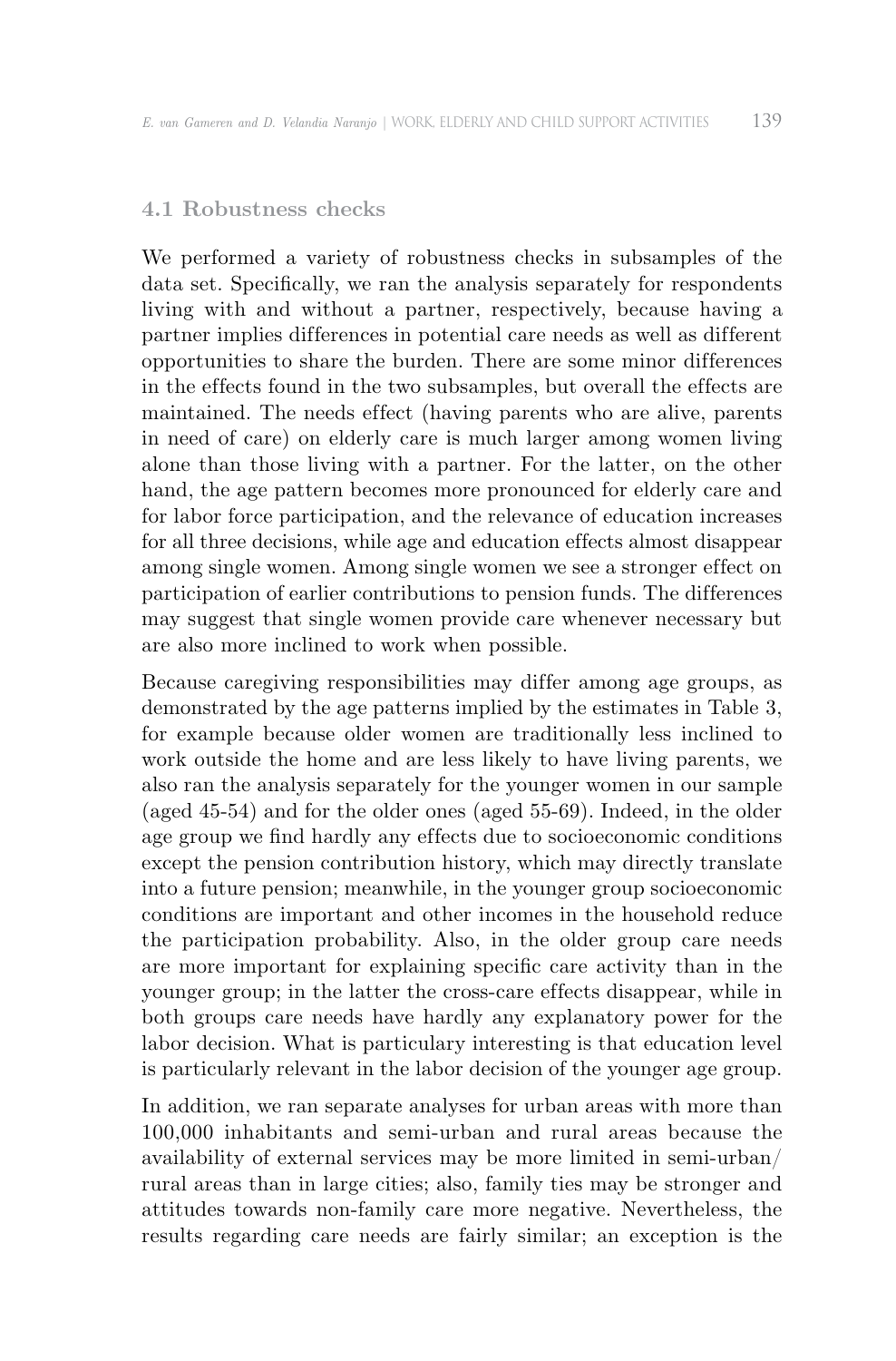### 4.1 Robustness checks

We performed a variety of robustness checks in subsamples of the data set. Specifically, we ran the analysis separately for respondents living with and without a partner, respectively, because having a partner implies differences in potential care needs as well as different opportunities to share the burden. There are some minor differences in the effects found in the two subsamples, but overall the effects are maintained. The needs effect (having parents who are alive, parents in need of care) on elderly care is much larger among women living alone than those living with a partner. For the latter, on the other hand, the age pattern becomes more pronounced for elderly care and for labor force participation, and the relevance of education increases for all three decisions, while age and education effects almost disappear among single women. Among single women we see a stronger effect on participation of earlier contributions to pension funds. The differences may suggest that single women provide care whenever necessary but are also more inclined to work when possible.

Because caregiving responsibilities may differ among age groups, as demonstrated by the age patterns implied by the estimates in Table 3, for example because older women are traditionally less inclined to work outside the home and are less likely to have living parents, we also ran the analysis separately for the younger women in our sample (aged 45-54) and for the older ones (aged 55-69). Indeed, in the older age group we find hardly any effects due to socioeconomic conditions except the pension contribution history, which may directly translate into a future pension; meanwhile, in the younger group socioeconomic conditions are important and other incomes in the household reduce the participation probability. Also, in the older group care needs are more important for explaining specific care activity than in the younger group; in the latter the cross-care effects disappear, while in both groups care needs have hardly any explanatory power for the labor decision. What is particulary interesting is that education level is particularly relevant in the labor decision of the younger age group.

In addition, we ran separate analyses for urban areas with more than 100,000 inhabitants and semi-urban and rural areas because the availability of external services may be more limited in semi-urban/ rural areas than in large cities; also, family ties may be stronger and attitudes towards non-family care more negative. Nevertheless, the results regarding care needs are fairly similar; an exception is the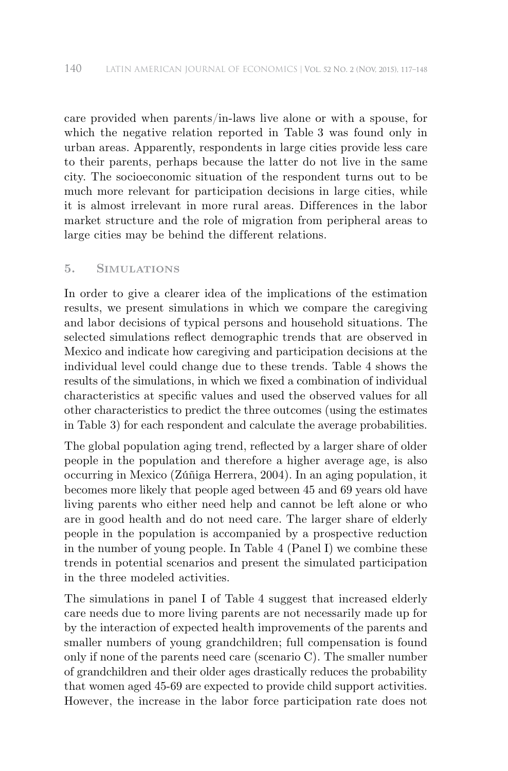care provided when parents/in-laws live alone or with a spouse, for which the negative relation reported in Table 3 was found only in urban areas. Apparently, respondents in large cities provide less care to their parents, perhaps because the latter do not live in the same city. The socioeconomic situation of the respondent turns out to be much more relevant for participation decisions in large cities, while it is almost irrelevant in more rural areas. Differences in the labor market structure and the role of migration from peripheral areas to large cities may be behind the different relations.

## 5. Simulations

In order to give a clearer idea of the implications of the estimation results, we present simulations in which we compare the caregiving and labor decisions of typical persons and household situations. The selected simulations reflect demographic trends that are observed in Mexico and indicate how caregiving and participation decisions at the individual level could change due to these trends. Table 4 shows the results of the simulations, in which we fixed a combination of individual characteristics at specific values and used the observed values for all other characteristics to predict the three outcomes (using the estimates in Table 3) for each respondent and calculate the average probabilities.

The global population aging trend, reflected by a larger share of older people in the population and therefore a higher average age, is also occurring in Mexico (Zúñiga Herrera, 2004). In an aging population, it becomes more likely that people aged between 45 and 69 years old have living parents who either need help and cannot be left alone or who are in good health and do not need care. The larger share of elderly people in the population is accompanied by a prospective reduction in the number of young people. In Table 4 (Panel I) we combine these trends in potential scenarios and present the simulated participation in the three modeled activities.

The simulations in panel I of Table 4 suggest that increased elderly care needs due to more living parents are not necessarily made up for by the interaction of expected health improvements of the parents and smaller numbers of young grandchildren; full compensation is found only if none of the parents need care (scenario C). The smaller number of grandchildren and their older ages drastically reduces the probability that women aged 45-69 are expected to provide child support activities. However, the increase in the labor force participation rate does not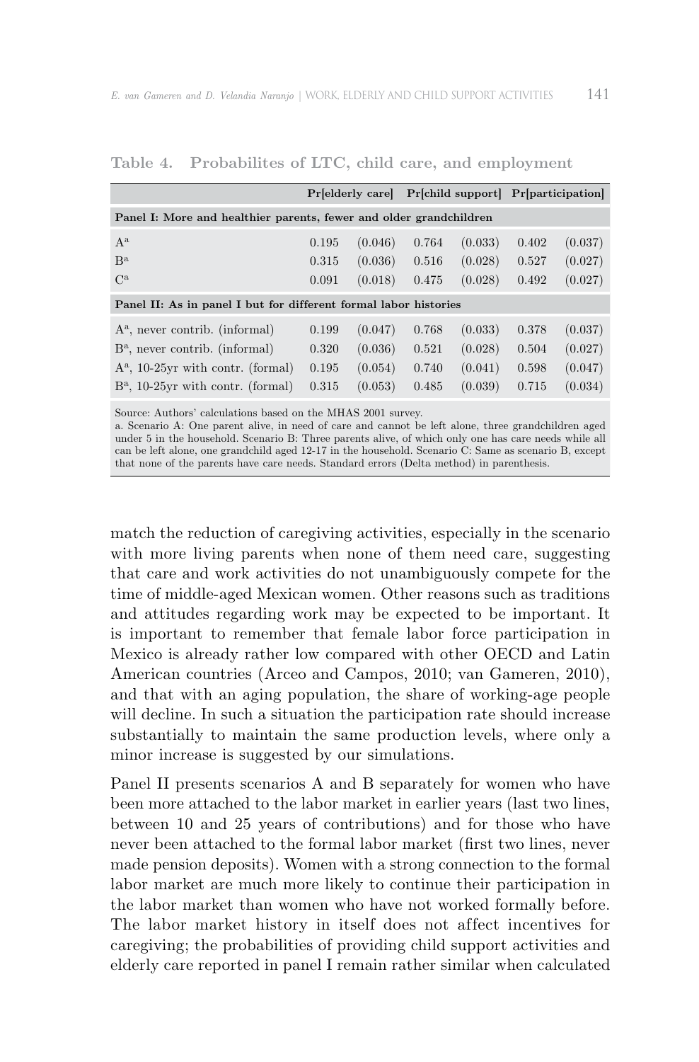**Table 4. Probabilites of LTC, child care, and employment**

| | Pr[elderly care] | | Pr[child support] | | Pr[participation] | |
|---|---|---|---|---|---|---|
| **Panel I: More and healthier parents, fewer and older grandchildren** | | | | | | |
| A[a] | 0.195 | (0.046) | 0.764 | (0.033) | 0.402 | (0.037) |
| B[a] | 0.315 | (0.036) | 0.516 | (0.028) | 0.527 | (0.027) |
| C[a] | 0.091 | (0.018) | 0.475 | (0.028) | 0.492 | (0.027) |
| **Panel II: As in panel I but for different formal labor histories** | | | | | | |
| A[a], never contrib. (informal) | 0.199 | (0.047) | 0.768 | (0.033) | 0.378 | (0.037) |
| B[a], never contrib. (informal) | 0.320 | (0.036) | 0.521 | (0.028) | 0.504 | (0.027) |
| A[a], 10-25yr with contr. (formal) | 0.195 | (0.054) | 0.740 | (0.041) | 0.598 | (0.047) |
| B[a], 10-25yr with contr. (formal) | 0.315 | (0.053) | 0.485 | (0.039) | 0.715 | (0.034) |

Source: Authors' calculations based on the MHAS 2001 survey.
a. Scenario A: One parent alive, in need of care and cannot be left alone, three grandchildren aged under 5 in the household. Scenario B: Three parents alive, of which only one has care needs while all can be left alone, one grandchild aged 12-17 in the household. Scenario C: Same as scenario B, except that none of the parents have care needs. Standard errors (Delta method) in parenthesis.

match the reduction of caregiving activities, especially in the scenario with more living parents when none of them need care, suggesting that care and work activities do not unambiguously compete for the time of middle-aged Mexican women. Other reasons such as traditions and attitudes regarding work may be expected to be important. It is important to remember that female labor force participation in Mexico is already rather low compared with other OECD and Latin American countries (Arceo and Campos, 2010; van Gameren, 2010), and that with an aging population, the share of working-age people will decline. In such a situation the participation rate should increase substantially to maintain the same production levels, where only a minor increase is suggested by our simulations.

Panel II presents scenarios A and B separately for women who have been more attached to the labor market in earlier years (last two lines, between 10 and 25 years of contributions) and for those who have never been attached to the formal labor market (first two lines, never made pension deposits). Women with a strong connection to the formal labor market are much more likely to continue their participation in the labor market than women who have not worked formally before. The labor market history in itself does not affect incentives for caregiving; the probabilities of providing child support activities and elderly care reported in panel I remain rather similar when calculated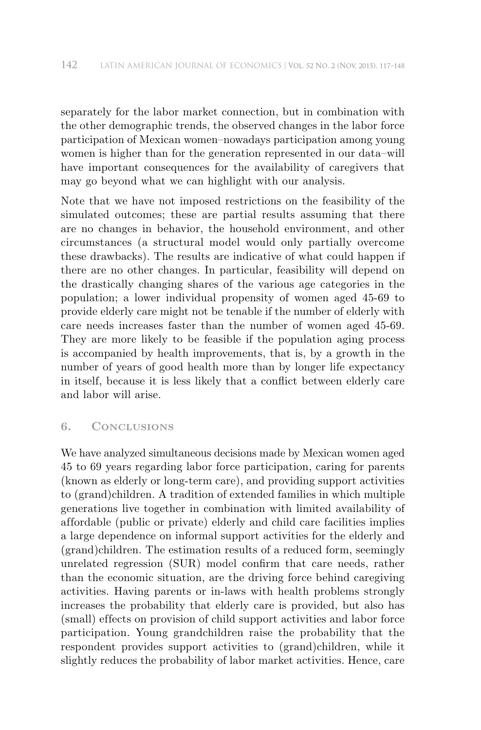separately for the labor market connection, but in combination with the other demographic trends, the observed changes in the labor force participation of Mexican women–nowadays participation among young women is higher than for the generation represented in our data–will have important consequences for the availability of caregivers that may go beyond what we can highlight with our analysis.

Note that we have not imposed restrictions on the feasibility of the simulated outcomes; these are partial results assuming that there are no changes in behavior, the household environment, and other circumstances (a structural model would only partially overcome these drawbacks). The results are indicative of what could happen if there are no other changes. In particular, feasibility will depend on the drastically changing shares of the various age categories in the population; a lower individual propensity of women aged 45-69 to provide elderly care might not be tenable if the number of elderly with care needs increases faster than the number of women aged 45-69. They are more likely to be feasible if the population aging process is accompanied by health improvements, that is, by a growth in the number of years of good health more than by longer life expectancy in itself, because it is less likely that a conflict between elderly care and labor will arise.

## 6. Conclusions

We have analyzed simultaneous decisions made by Mexican women aged 45 to 69 years regarding labor force participation, caring for parents (known as elderly or long-term care), and providing support activities to (grand)children. A tradition of extended families in which multiple generations live together in combination with limited availability of affordable (public or private) elderly and child care facilities implies a large dependence on informal support activities for the elderly and (grand)children. The estimation results of a reduced form, seemingly unrelated regression (SUR) model confirm that care needs, rather than the economic situation, are the driving force behind caregiving activities. Having parents or in-laws with health problems strongly increases the probability that elderly care is provided, but also has (small) effects on provision of child support activities and labor force participation. Young grandchildren raise the probability that the respondent provides support activities to (grand)children, while it slightly reduces the probability of labor market activities. Hence, care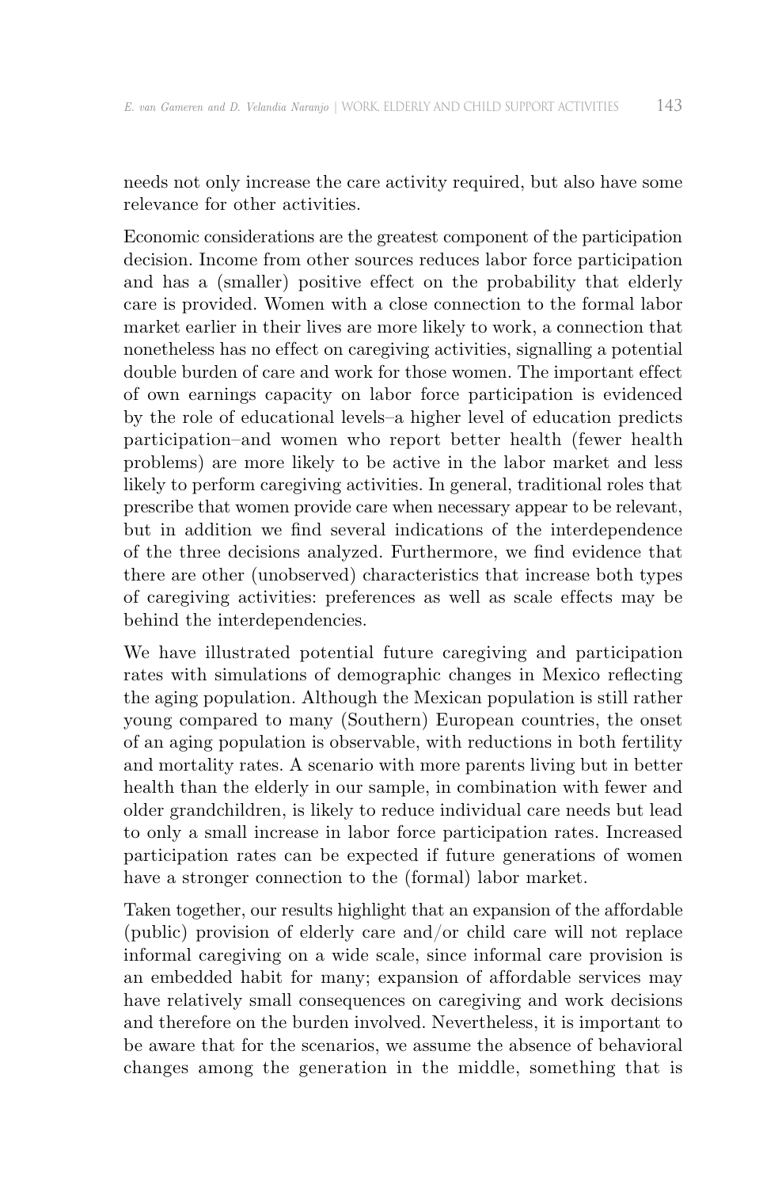needs not only increase the care activity required, but also have some relevance for other activities.

Economic considerations are the greatest component of the participation decision. Income from other sources reduces labor force participation and has a (smaller) positive effect on the probability that elderly care is provided. Women with a close connection to the formal labor market earlier in their lives are more likely to work, a connection that nonetheless has no effect on caregiving activities, signalling a potential double burden of care and work for those women. The important effect of own earnings capacity on labor force participation is evidenced by the role of educational levels–a higher level of education predicts participation–and women who report better health (fewer health problems) are more likely to be active in the labor market and less likely to perform caregiving activities. In general, traditional roles that prescribe that women provide care when necessary appear to be relevant, but in addition we find several indications of the interdependence of the three decisions analyzed. Furthermore, we find evidence that there are other (unobserved) characteristics that increase both types of caregiving activities: preferences as well as scale effects may be behind the interdependencies.

We have illustrated potential future caregiving and participation rates with simulations of demographic changes in Mexico reflecting the aging population. Although the Mexican population is still rather young compared to many (Southern) European countries, the onset of an aging population is observable, with reductions in both fertility and mortality rates. A scenario with more parents living but in better health than the elderly in our sample, in combination with fewer and older grandchildren, is likely to reduce individual care needs but lead to only a small increase in labor force participation rates. Increased participation rates can be expected if future generations of women have a stronger connection to the (formal) labor market.

Taken together, our results highlight that an expansion of the affordable (public) provision of elderly care and/or child care will not replace informal caregiving on a wide scale, since informal care provision is an embedded habit for many; expansion of affordable services may have relatively small consequences on caregiving and work decisions and therefore on the burden involved. Nevertheless, it is important to be aware that for the scenarios, we assume the absence of behavioral changes among the generation in the middle, something that is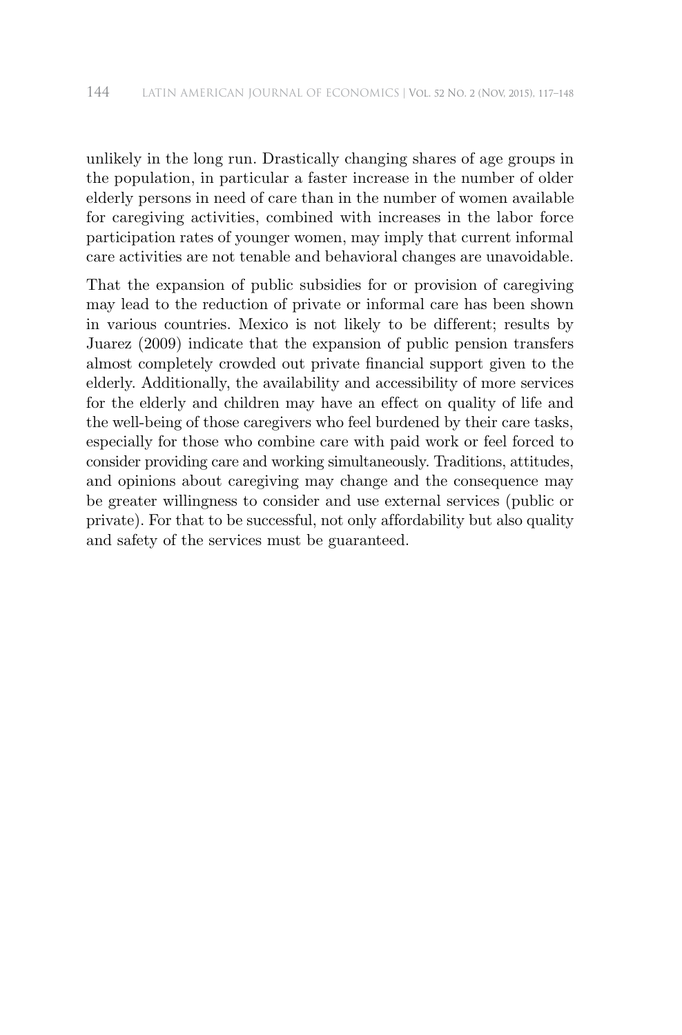unlikely in the long run. Drastically changing shares of age groups in the population, in particular a faster increase in the number of older elderly persons in need of care than in the number of women available for caregiving activities, combined with increases in the labor force participation rates of younger women, may imply that current informal care activities are not tenable and behavioral changes are unavoidable.

That the expansion of public subsidies for or provision of caregiving may lead to the reduction of private or informal care has been shown in various countries. Mexico is not likely to be different; results by Juarez (2009) indicate that the expansion of public pension transfers almost completely crowded out private financial support given to the elderly. Additionally, the availability and accessibility of more services for the elderly and children may have an effect on quality of life and the well-being of those caregivers who feel burdened by their care tasks, especially for those who combine care with paid work or feel forced to consider providing care and working simultaneously. Traditions, attitudes, and opinions about caregiving may change and the consequence may be greater willingness to consider and use external services (public or private). For that to be successful, not only affordability but also quality and safety of the services must be guaranteed.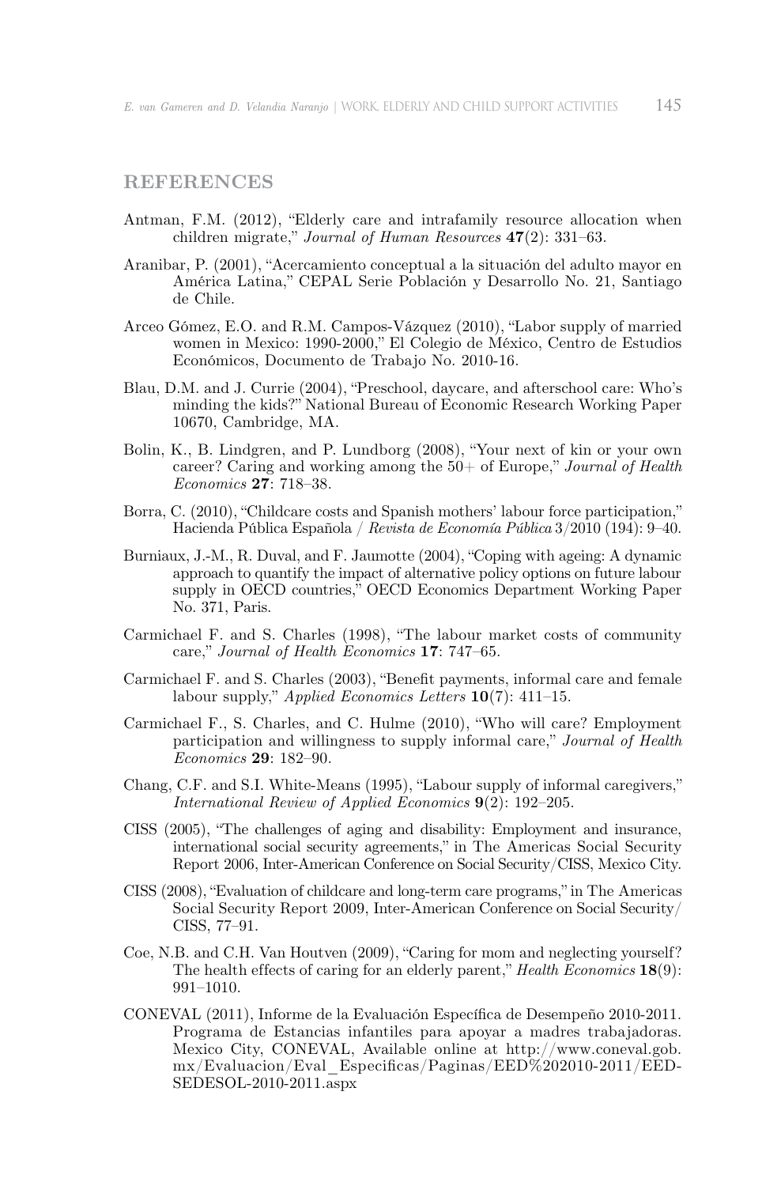## REFERENCES

Antman, F.M. (2012), "Elderly care and intrafamily resource allocation when children migrate," *Journal of Human Resources* **47**(2): 331–63.

Aranibar, P. (2001), "Acercamiento conceptual a la situación del adulto mayor en América Latina," CEPAL Serie Población y Desarrollo No. 21, Santiago de Chile.

Arceo Gómez, E.O. and R.M. Campos-Vázquez (2010), "Labor supply of married women in Mexico: 1990-2000," El Colegio de México, Centro de Estudios Económicos, Documento de Trabajo No. 2010-16.

Blau, D.M. and J. Currie (2004), "Preschool, daycare, and afterschool care: Who's minding the kids?" National Bureau of Economic Research Working Paper 10670, Cambridge, MA.

Bolin, K., B. Lindgren, and P. Lundborg (2008), "Your next of kin or your own career? Caring and working among the 50+ of Europe," *Journal of Health Economics* **27**: 718–38.

Borra, C. (2010), "Childcare costs and Spanish mothers' labour force participation," Hacienda Pública Española / *Revista de Economía Pública* 3/2010 (194): 9–40.

Burniaux, J.-M., R. Duval, and F. Jaumotte (2004), "Coping with ageing: A dynamic approach to quantify the impact of alternative policy options on future labour supply in OECD countries," OECD Economics Department Working Paper No. 371, Paris.

Carmichael F. and S. Charles (1998), "The labour market costs of community care," *Journal of Health Economics* **17**: 747–65.

Carmichael F. and S. Charles (2003), "Benefit payments, informal care and female labour supply," *Applied Economics Letters* **10**(7): 411–15.

Carmichael F., S. Charles, and C. Hulme (2010), "Who will care? Employment participation and willingness to supply informal care," *Journal of Health Economics* **29**: 182–90.

Chang, C.F. and S.I. White-Means (1995), "Labour supply of informal caregivers," *International Review of Applied Economics* **9**(2): 192–205.

CISS (2005), "The challenges of aging and disability: Employment and insurance, international social security agreements," in The Americas Social Security Report 2006, Inter-American Conference on Social Security/CISS, Mexico City.

CISS (2008), "Evaluation of childcare and long-term care programs," in The Americas Social Security Report 2009, Inter-American Conference on Social Security/ CISS, 77–91.

Coe, N.B. and C.H. Van Houtven (2009), "Caring for mom and neglecting yourself? The health effects of caring for an elderly parent," *Health Economics* **18**(9): 991–1010.

CONEVAL (2011), Informe de la Evaluación Específica de Desempeño 2010-2011. Programa de Estancias infantiles para apoyar a madres trabajadoras. Mexico City, CONEVAL, Available online at http://www.coneval.gob.mx/Evaluacion/Eval_Especificas/Paginas/EED%202010-2011/EED-SEDESOL-2010-2011.aspx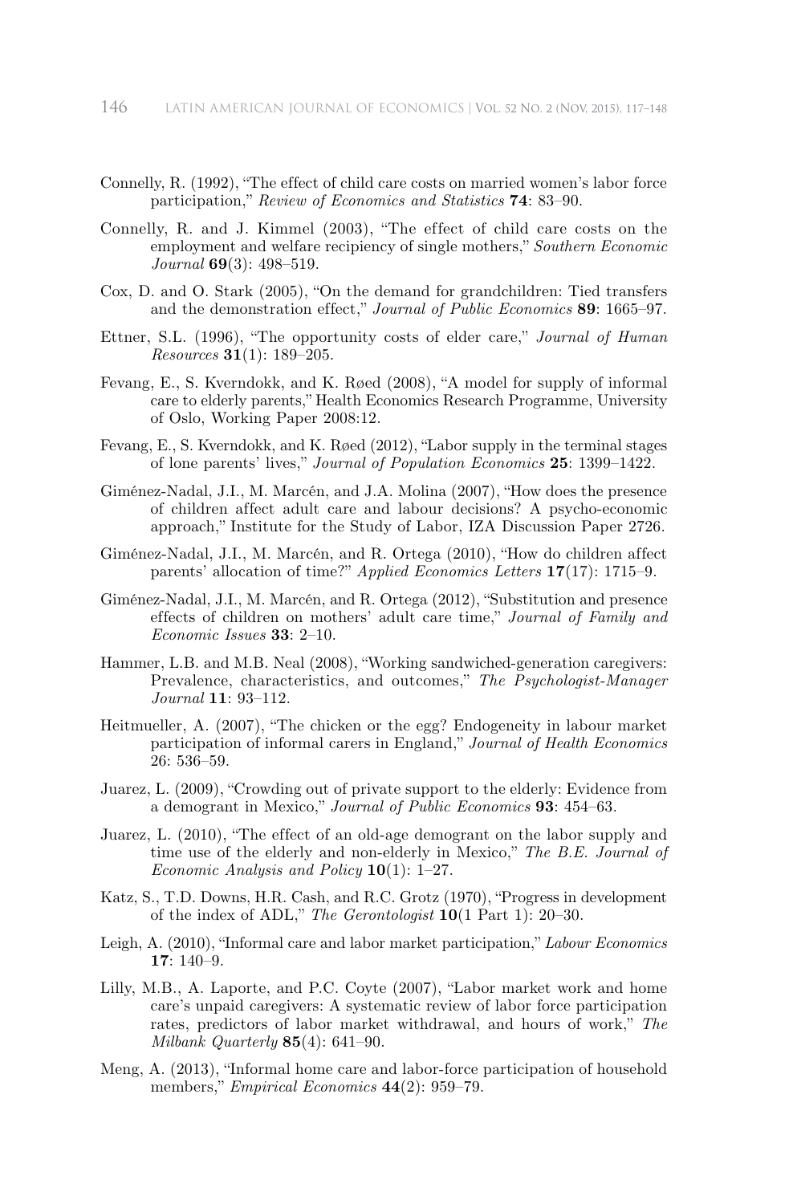Connelly, R. (1992), "The effect of child care costs on married women's labor force participation," *Review of Economics and Statistics* **74**: 83–90.

Connelly, R. and J. Kimmel (2003), "The effect of child care costs on the employment and welfare recipiency of single mothers," *Southern Economic Journal* **69**(3): 498–519.

Cox, D. and O. Stark (2005), "On the demand for grandchildren: Tied transfers and the demonstration effect," *Journal of Public Economics* **89**: 1665–97.

Ettner, S.L. (1996), "The opportunity costs of elder care," *Journal of Human Resources* **31**(1): 189–205.

Fevang, E., S. Kverndokk, and K. Røed (2008), "A model for supply of informal care to elderly parents," Health Economics Research Programme, University of Oslo, Working Paper 2008:12.

Fevang, E., S. Kverndokk, and K. Røed (2012), "Labor supply in the terminal stages of lone parents' lives," *Journal of Population Economics* **25**: 1399–1422.

Giménez-Nadal, J.I., M. Marcén, and J.A. Molina (2007), "How does the presence of children affect adult care and labour decisions? A psycho-economic approach," Institute for the Study of Labor, IZA Discussion Paper 2726.

Giménez-Nadal, J.I., M. Marcén, and R. Ortega (2010), "How do children affect parents' allocation of time?" *Applied Economics Letters* **17**(17): 1715–9.

Giménez-Nadal, J.I., M. Marcén, and R. Ortega (2012), "Substitution and presence effects of children on mothers' adult care time," *Journal of Family and Economic Issues* **33**: 2–10.

Hammer, L.B. and M.B. Neal (2008), "Working sandwiched-generation caregivers: Prevalence, characteristics, and outcomes," *The Psychologist-Manager Journal* **11**: 93–112.

Heitmueller, A. (2007), "The chicken or the egg? Endogeneity in labour market participation of informal carers in England," *Journal of Health Economics* 26: 536–59.

Juarez, L. (2009), "Crowding out of private support to the elderly: Evidence from a demogrant in Mexico," *Journal of Public Economics* **93**: 454–63.

Juarez, L. (2010), "The effect of an old-age demogrant on the labor supply and time use of the elderly and non-elderly in Mexico," *The B.E. Journal of Economic Analysis and Policy* **10**(1): 1–27.

Katz, S., T.D. Downs, H.R. Cash, and R.C. Grotz (1970), "Progress in development of the index of ADL," *The Gerontologist* **10**(1 Part 1): 20–30.

Leigh, A. (2010), "Informal care and labor market participation," *Labour Economics* **17**: 140–9.

Lilly, M.B., A. Laporte, and P.C. Coyte (2007), "Labor market work and home care's unpaid caregivers: A systematic review of labor force participation rates, predictors of labor market withdrawal, and hours of work," *The Milbank Quarterly* **85**(4): 641–90.

Meng, A. (2013), "Informal home care and labor-force participation of household members," *Empirical Economics* **44**(2): 959–79.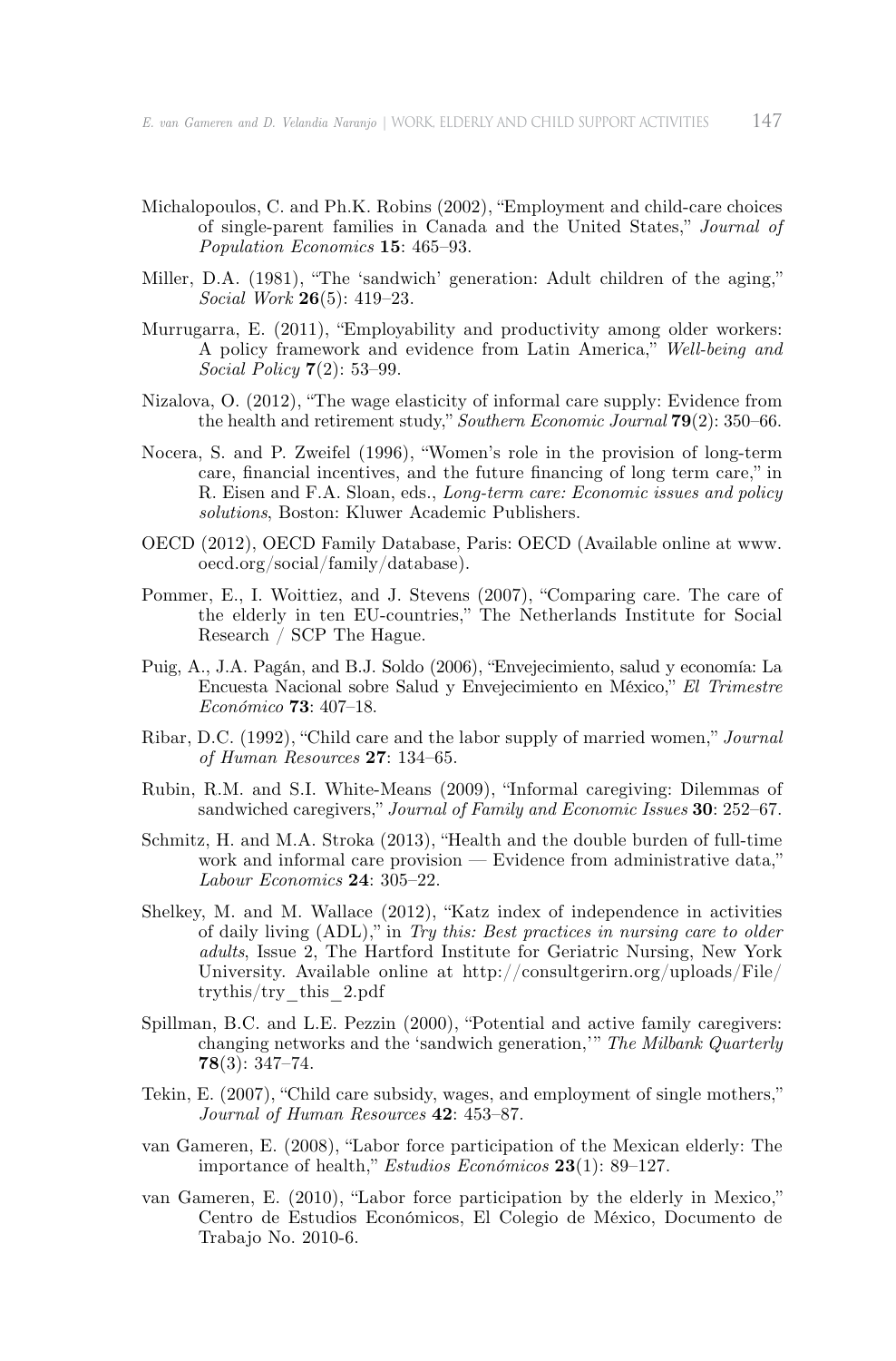Michalopoulos, C. and Ph.K. Robins (2002), "Employment and child-care choices of single-parent families in Canada and the United States," *Journal of Population Economics* **15**: 465–93.

Miller, D.A. (1981), "The 'sandwich' generation: Adult children of the aging," *Social Work* **26**(5): 419–23.

Murrugarra, E. (2011), "Employability and productivity among older workers: A policy framework and evidence from Latin America," *Well-being and Social Policy* **7**(2): 53–99.

Nizalova, O. (2012), "The wage elasticity of informal care supply: Evidence from the health and retirement study," *Southern Economic Journal* **79**(2): 350–66.

Nocera, S. and P. Zweifel (1996), "Women's role in the provision of long-term care, financial incentives, and the future financing of long term care," in R. Eisen and F.A. Sloan, eds., *Long-term care: Economic issues and policy solutions*, Boston: Kluwer Academic Publishers.

OECD (2012), OECD Family Database, Paris: OECD (Available online at www.oecd.org/social/family/database).

Pommer, E., I. Woittiez, and J. Stevens (2007), "Comparing care. The care of the elderly in ten EU-countries," The Netherlands Institute for Social Research / SCP The Hague.

Puig, A., J.A. Pagán, and B.J. Soldo (2006), "Envejecimiento, salud y economía: La Encuesta Nacional sobre Salud y Envejecimiento en México," *El Trimestre Económico* **73**: 407–18.

Ribar, D.C. (1992), "Child care and the labor supply of married women," *Journal of Human Resources* **27**: 134–65.

Rubin, R.M. and S.I. White-Means (2009), "Informal caregiving: Dilemmas of sandwiched caregivers," *Journal of Family and Economic Issues* **30**: 252–67.

Schmitz, H. and M.A. Stroka (2013), "Health and the double burden of full-time work and informal care provision — Evidence from administrative data," *Labour Economics* **24**: 305–22.

Shelkey, M. and M. Wallace (2012), "Katz index of independence in activities of daily living (ADL)," in *Try this: Best practices in nursing care to older adults*, Issue 2, The Hartford Institute for Geriatric Nursing, New York University. Available online at http://consultgerirn.org/uploads/File/trythis/try_this_2.pdf

Spillman, B.C. and L.E. Pezzin (2000), "Potential and active family caregivers: changing networks and the 'sandwich generation,'" *The Milbank Quarterly* **78**(3): 347–74.

Tekin, E. (2007), "Child care subsidy, wages, and employment of single mothers," *Journal of Human Resources* **42**: 453–87.

van Gameren, E. (2008), "Labor force participation of the Mexican elderly: The importance of health," *Estudios Económicos* **23**(1): 89–127.

van Gameren, E. (2010), "Labor force participation by the elderly in Mexico," Centro de Estudios Económicos, El Colegio de México, Documento de Trabajo No. 2010-6.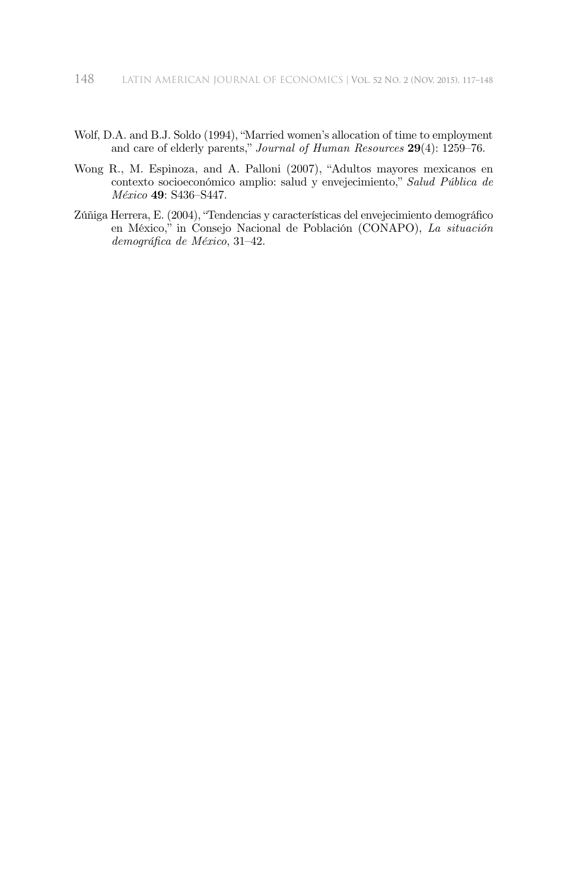Wolf, D.A. and B.J. Soldo (1994), "Married women's allocation of time to employment and care of elderly parents," *Journal of Human Resources* **29**(4): 1259–76.

Wong R., M. Espinoza, and A. Palloni (2007), "Adultos mayores mexicanos en contexto socioeconómico amplio: salud y envejecimiento," *Salud Pública de México* **49**: S436–S447.

Zúñiga Herrera, E. (2004), "Tendencias y características del envejecimiento demográfico en México," in Consejo Nacional de Población (CONAPO), *La situación demográfica de México*, 31–42.